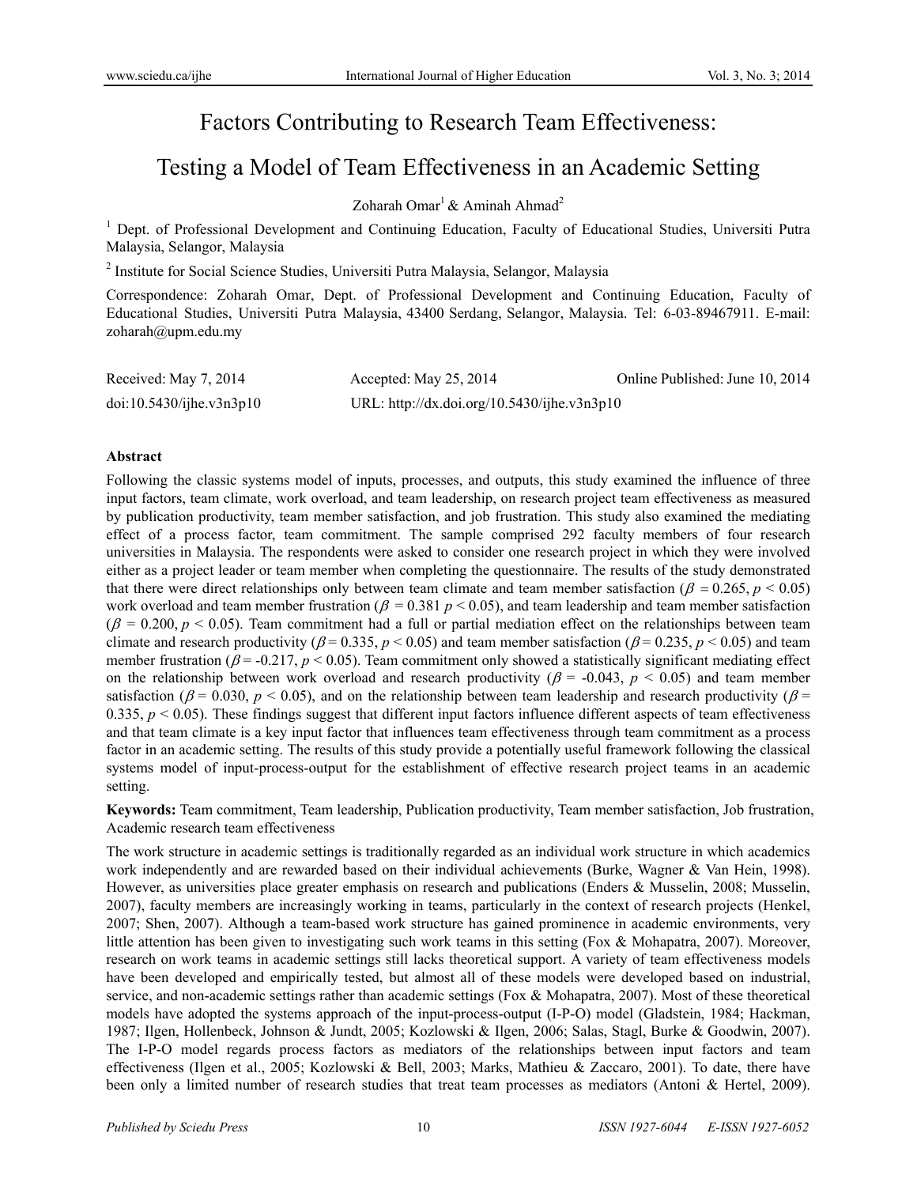# Factors Contributing to Research Team Effectiveness: Testing a Model of Team Effectiveness in an Academic Setting

Zoharah Omar[1] & Aminah Ahmad[2]

[1] Dept. of Professional Development and Continuing Education, Faculty of Educational Studies, Universiti Putra Malaysia, Selangor, Malaysia

[2] Institute for Social Science Studies, Universiti Putra Malaysia, Selangor, Malaysia

Correspondence: Zoharah Omar, Dept. of Professional Development and Continuing Education, Faculty of Educational Studies, Universiti Putra Malaysia, 43400 Serdang, Selangor, Malaysia. Tel: 6-03-89467911. E-mail: zoharah@upm.edu.my

Received: May 7, 2014 Accepted: May 25, 2014 Online Published: June 10, 2014

doi:10.5430/ijhe.v3n3p10 URL: http://dx.doi.org/10.5430/ijhe.v3n3p10

**Abstract**

Following the classic systems model of inputs, processes, and outputs, this study examined the influence of three input factors, team climate, work overload, and team leadership, on research project team effectiveness as measured by publication productivity, team member satisfaction, and job frustration. This study also examined the mediating effect of a process factor, team commitment. The sample comprised 292 faculty members of four research universities in Malaysia. The respondents were asked to consider one research project in which they were involved either as a project leader or team member when completing the questionnaire. The results of the study demonstrated that there were direct relationships only between team climate and team member satisfaction ($\beta = 0.265$, $p < 0.05$) work overload and team member frustration ($\beta = 0.381$ $p < 0.05$), and team leadership and team member satisfaction ($\beta = 0.200$, $p < 0.05$). Team commitment had a full or partial mediation effect on the relationships between team climate and research productivity ($\beta = 0.335$, $p < 0.05$) and team member satisfaction ($\beta = 0.235$, $p < 0.05$) and team member frustration ($\beta = -0.217$, $p < 0.05$). Team commitment only showed a statistically significant mediating effect on the relationship between work overload and research productivity ($\beta = -0.043$, $p < 0.05$) and team member satisfaction ($\beta = 0.030$, $p < 0.05$), and on the relationship between team leadership and research productivity ($\beta = 0.335$, $p < 0.05$). These findings suggest that different input factors influence different aspects of team effectiveness and that team climate is a key input factor that influences team effectiveness through team commitment as a process factor in an academic setting. The results of this study provide a potentially useful framework following the classical systems model of input-process-output for the establishment of effective research project teams in an academic setting.

**Keywords:** Team commitment, Team leadership, Publication productivity, Team member satisfaction, Job frustration, Academic research team effectiveness

The work structure in academic settings is traditionally regarded as an individual work structure in which academics work independently and are rewarded based on their individual achievements (Burke, Wagner & Van Hein, 1998). However, as universities place greater emphasis on research and publications (Enders & Musselin, 2008; Musselin, 2007), faculty members are increasingly working in teams, particularly in the context of research projects (Henkel, 2007; Shen, 2007). Although a team-based work structure has gained prominence in academic environments, very little attention has been given to investigating such work teams in this setting (Fox & Mohapatra, 2007). Moreover, research on work teams in academic settings still lacks theoretical support. A variety of team effectiveness models have been developed and empirically tested, but almost all of these models were developed based on industrial, service, and non-academic settings rather than academic settings (Fox & Mohapatra, 2007). Most of these theoretical models have adopted the systems approach of the input-process-output (I-P-O) model (Gladstein, 1984; Hackman, 1987; Ilgen, Hollenbeck, Johnson & Jundt, 2005; Kozlowski & Ilgen, 2006; Salas, Stagl, Burke & Goodwin, 2007). The I-P-O model regards process factors as mediators of the relationships between input factors and team effectiveness (Ilgen et al., 2005; Kozlowski & Bell, 2003; Marks, Mathieu & Zaccaro, 2001). To date, there have been only a limited number of research studies that treat team processes as mediators (Antoni & Hertel, 2009).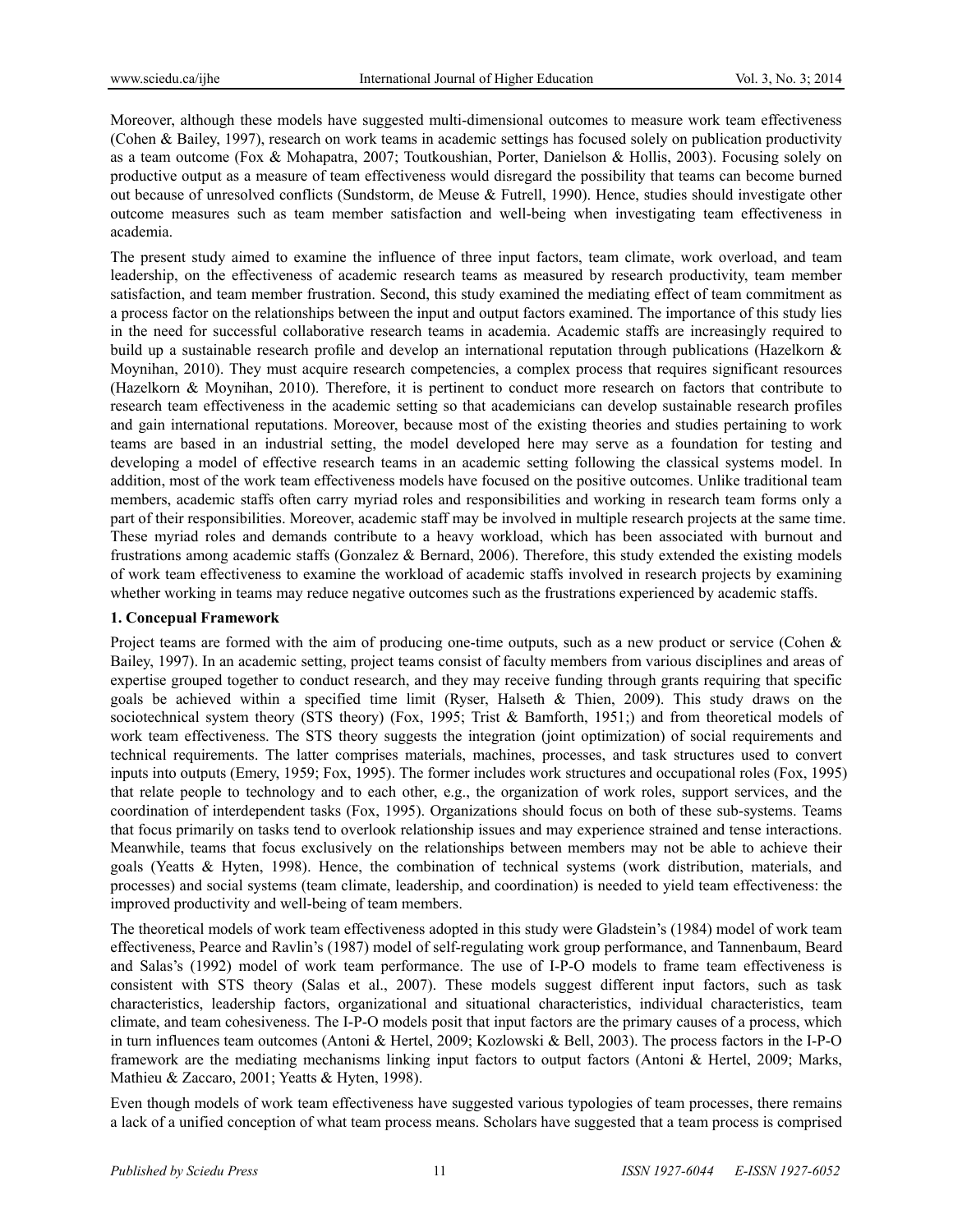Moreover, although these models have suggested multi-dimensional outcomes to measure work team effectiveness (Cohen & Bailey, 1997), research on work teams in academic settings has focused solely on publication productivity as a team outcome (Fox & Mohapatra, 2007; Toutkoushian, Porter, Danielson & Hollis, 2003). Focusing solely on productive output as a measure of team effectiveness would disregard the possibility that teams can become burned out because of unresolved conflicts (Sundstorm, de Meuse & Futrell, 1990). Hence, studies should investigate other outcome measures such as team member satisfaction and well-being when investigating team effectiveness in academia.

The present study aimed to examine the influence of three input factors, team climate, work overload, and team leadership, on the effectiveness of academic research teams as measured by research productivity, team member satisfaction, and team member frustration. Second, this study examined the mediating effect of team commitment as a process factor on the relationships between the input and output factors examined. The importance of this study lies in the need for successful collaborative research teams in academia. Academic staffs are increasingly required to build up a sustainable research profile and develop an international reputation through publications (Hazelkorn & Moynihan, 2010). They must acquire research competencies, a complex process that requires significant resources (Hazelkorn & Moynihan, 2010). Therefore, it is pertinent to conduct more research on factors that contribute to research team effectiveness in the academic setting so that academicians can develop sustainable research profiles and gain international reputations. Moreover, because most of the existing theories and studies pertaining to work teams are based in an industrial setting, the model developed here may serve as a foundation for testing and developing a model of effective research teams in an academic setting following the classical systems model. In addition, most of the work team effectiveness models have focused on the positive outcomes. Unlike traditional team members, academic staffs often carry myriad roles and responsibilities and working in research team forms only a part of their responsibilities. Moreover, academic staff may be involved in multiple research projects at the same time. These myriad roles and demands contribute to a heavy workload, which has been associated with burnout and frustrations among academic staffs (Gonzalez & Bernard, 2006). Therefore, this study extended the existing models of work team effectiveness to examine the workload of academic staffs involved in research projects by examining whether working in teams may reduce negative outcomes such as the frustrations experienced by academic staffs.

## 1. Concepual Framework

Project teams are formed with the aim of producing one-time outputs, such as a new product or service (Cohen & Bailey, 1997). In an academic setting, project teams consist of faculty members from various disciplines and areas of expertise grouped together to conduct research, and they may receive funding through grants requiring that specific goals be achieved within a specified time limit (Ryser, Halseth & Thien, 2009). This study draws on the sociotechnical system theory (STS theory) (Fox, 1995; Trist & Bamforth, 1951;) and from theoretical models of work team effectiveness. The STS theory suggests the integration (joint optimization) of social requirements and technical requirements. The latter comprises materials, machines, processes, and task structures used to convert inputs into outputs (Emery, 1959; Fox, 1995). The former includes work structures and occupational roles (Fox, 1995) that relate people to technology and to each other, e.g., the organization of work roles, support services, and the coordination of interdependent tasks (Fox, 1995). Organizations should focus on both of these sub-systems. Teams that focus primarily on tasks tend to overlook relationship issues and may experience strained and tense interactions. Meanwhile, teams that focus exclusively on the relationships between members may not be able to achieve their goals (Yeatts & Hyten, 1998). Hence, the combination of technical systems (work distribution, materials, and processes) and social systems (team climate, leadership, and coordination) is needed to yield team effectiveness: the improved productivity and well-being of team members.

The theoretical models of work team effectiveness adopted in this study were Gladstein's (1984) model of work team effectiveness, Pearce and Ravlin's (1987) model of self-regulating work group performance, and Tannenbaum, Beard and Salas's (1992) model of work team performance. The use of I-P-O models to frame team effectiveness is consistent with STS theory (Salas et al., 2007). These models suggest different input factors, such as task characteristics, leadership factors, organizational and situational characteristics, individual characteristics, team climate, and team cohesiveness. The I-P-O models posit that input factors are the primary causes of a process, which in turn influences team outcomes (Antoni & Hertel, 2009; Kozlowski & Bell, 2003). The process factors in the I-P-O framework are the mediating mechanisms linking input factors to output factors (Antoni & Hertel, 2009; Marks, Mathieu & Zaccaro, 2001; Yeatts & Hyten, 1998).

Even though models of work team effectiveness have suggested various typologies of team processes, there remains a lack of a unified conception of what team process means. Scholars have suggested that a team process is comprised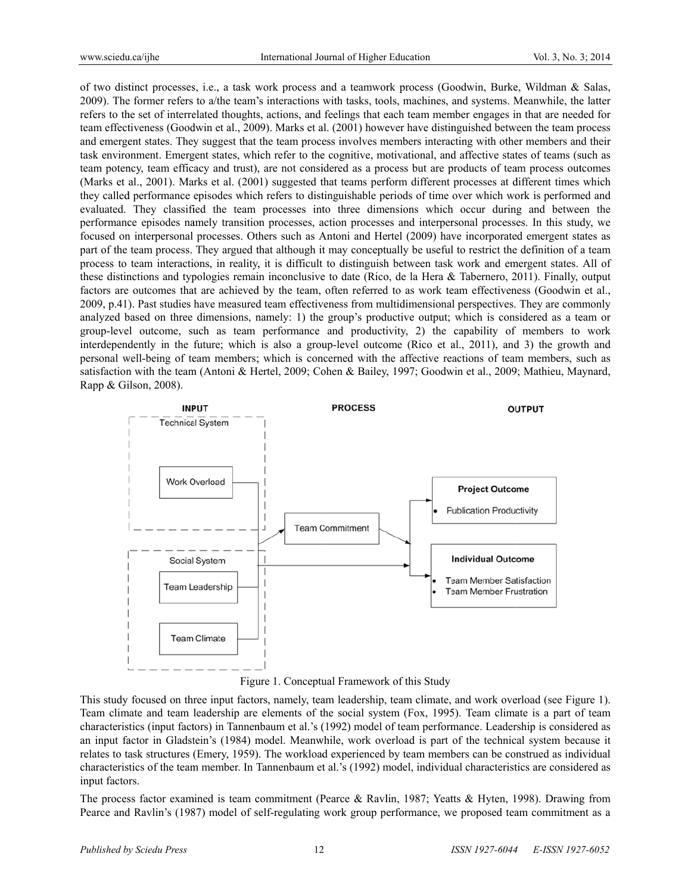of two distinct processes, i.e., a task work process and a teamwork process (Goodwin, Burke, Wildman & Salas, 2009). The former refers to a/the team's interactions with tasks, tools, machines, and systems. Meanwhile, the latter refers to the set of interrelated thoughts, actions, and feelings that each team member engages in that are needed for team effectiveness (Goodwin et al., 2009). Marks et al. (2001) however have distinguished between the team process and emergent states. They suggest that the team process involves members interacting with other members and their task environment. Emergent states, which refer to the cognitive, motivational, and affective states of teams (such as team potency, team efficacy and trust), are not considered as a process but are products of team process outcomes (Marks et al., 2001). Marks et al. (2001) suggested that teams perform different processes at different times which they called performance episodes which refers to distinguishable periods of time over which work is performed and evaluated. They classified the team processes into three dimensions which occur during and between the performance episodes namely transition processes, action processes and interpersonal processes. In this study, we focused on interpersonal processes. Others such as Antoni and Hertel (2009) have incorporated emergent states as part of the team process. They argued that although it may conceptually be useful to restrict the definition of a team process to team interactions, in reality, it is difficult to distinguish between task work and emergent states. All of these distinctions and typologies remain inconclusive to date (Rico, de la Hera & Tabernero, 2011). Finally, output factors are outcomes that are achieved by the team, often referred to as work team effectiveness (Goodwin et al., 2009, p.41). Past studies have measured team effectiveness from multidimensional perspectives. They are commonly analyzed based on three dimensions, namely: 1) the group's productive output; which is considered as a team or group-level outcome, such as team performance and productivity, 2) the capability of members to work interdependently in the future; which is also a group-level outcome (Rico et al., 2011), and 3) the growth and personal well-being of team members; which is concerned with the affective reactions of team members, such as satisfaction with the team (Antoni & Hertel, 2009; Cohen & Bailey, 1997; Goodwin et al., 2009; Mathieu, Maynard, Rapp & Gilson, 2008).

INPUT | PROCESS | OUTPUT

Technical System: Work Overload

Social System: Team Leadership; Team Climate

Team Commitment

Project Outcome
- Fublication Productivity

Individual Outcome
- Team Member Satisfaction
- Team Member Frustration

Figure 1. Conceptual Framework of this Study

This study focused on three input factors, namely, team leadership, team climate, and work overload (see Figure 1). Team climate and team leadership are elements of the social system (Fox, 1995). Team climate is a part of team characteristics (input factors) in Tannenbaum et al.'s (1992) model of team performance. Leadership is considered as an input factor in Gladstein's (1984) model. Meanwhile, work overload is part of the technical system because it relates to task structures (Emery, 1959). The workload experienced by team members can be construed as individual characteristics of the team member. In Tannenbaum et al.'s (1992) model, individual characteristics are considered as input factors.

The process factor examined is team commitment (Pearce & Ravlin, 1987; Yeatts & Hyten, 1998). Drawing from Pearce and Ravlin's (1987) model of self-regulating work group performance, we proposed team commitment as a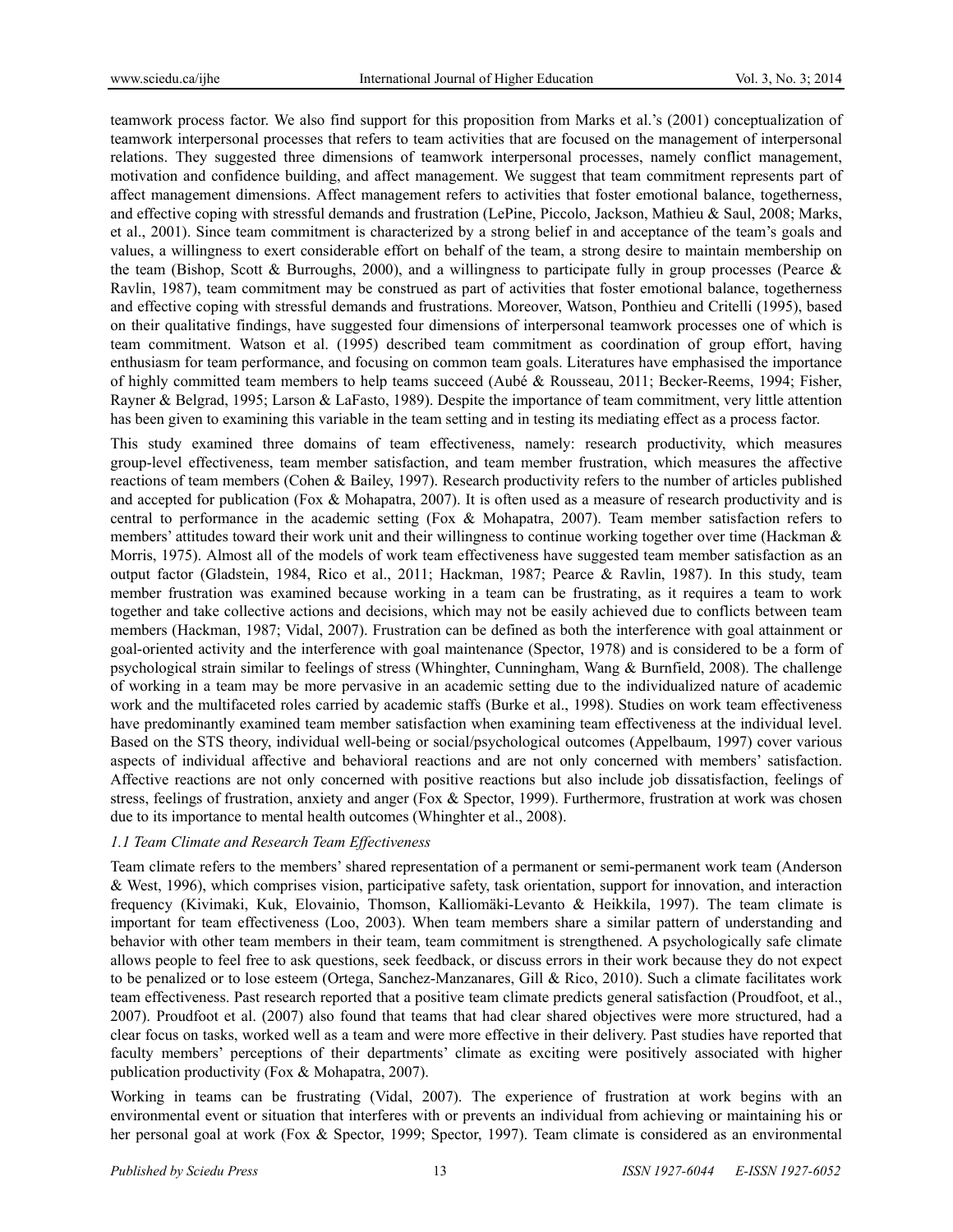teamwork process factor. We also find support for this proposition from Marks et al.'s (2001) conceptualization of teamwork interpersonal processes that refers to team activities that are focused on the management of interpersonal relations. They suggested three dimensions of teamwork interpersonal processes, namely conflict management, motivation and confidence building, and affect management. We suggest that team commitment represents part of affect management dimensions. Affect management refers to activities that foster emotional balance, togetherness, and effective coping with stressful demands and frustration (LePine, Piccolo, Jackson, Mathieu & Saul, 2008; Marks, et al., 2001). Since team commitment is characterized by a strong belief in and acceptance of the team's goals and values, a willingness to exert considerable effort on behalf of the team, a strong desire to maintain membership on the team (Bishop, Scott & Burroughs, 2000), and a willingness to participate fully in group processes (Pearce & Ravlin, 1987), team commitment may be construed as part of activities that foster emotional balance, togetherness and effective coping with stressful demands and frustrations. Moreover, Watson, Ponthieu and Critelli (1995), based on their qualitative findings, have suggested four dimensions of interpersonal teamwork processes one of which is team commitment. Watson et al. (1995) described team commitment as coordination of group effort, having enthusiasm for team performance, and focusing on common team goals. Literatures have emphasised the importance of highly committed team members to help teams succeed (Aubé & Rousseau, 2011; Becker-Reems, 1994; Fisher, Rayner & Belgrad, 1995; Larson & LaFasto, 1989). Despite the importance of team commitment, very little attention has been given to examining this variable in the team setting and in testing its mediating effect as a process factor.

This study examined three domains of team effectiveness, namely: research productivity, which measures group-level effectiveness, team member satisfaction, and team member frustration, which measures the affective reactions of team members (Cohen & Bailey, 1997). Research productivity refers to the number of articles published and accepted for publication (Fox & Mohapatra, 2007). It is often used as a measure of research productivity and is central to performance in the academic setting (Fox & Mohapatra, 2007). Team member satisfaction refers to members' attitudes toward their work unit and their willingness to continue working together over time (Hackman & Morris, 1975). Almost all of the models of work team effectiveness have suggested team member satisfaction as an output factor (Gladstein, 1984, Rico et al., 2011; Hackman, 1987; Pearce & Ravlin, 1987). In this study, team member frustration was examined because working in a team can be frustrating, as it requires a team to work together and take collective actions and decisions, which may not be easily achieved due to conflicts between team members (Hackman, 1987; Vidal, 2007). Frustration can be defined as both the interference with goal attainment or goal-oriented activity and the interference with goal maintenance (Spector, 1978) and is considered to be a form of psychological strain similar to feelings of stress (Whinghter, Cunningham, Wang & Burnfield, 2008). The challenge of working in a team may be more pervasive in an academic setting due to the individualized nature of academic work and the multifaceted roles carried by academic staffs (Burke et al., 1998). Studies on work team effectiveness have predominantly examined team member satisfaction when examining team effectiveness at the individual level. Based on the STS theory, individual well-being or social/psychological outcomes (Appelbaum, 1997) cover various aspects of individual affective and behavioral reactions and are not only concerned with members' satisfaction. Affective reactions are not only concerned with positive reactions but also include job dissatisfaction, feelings of stress, feelings of frustration, anxiety and anger (Fox & Spector, 1999). Furthermore, frustration at work was chosen due to its importance to mental health outcomes (Whinghter et al., 2008).

### *1.1 Team Climate and Research Team Effectiveness*

Team climate refers to the members' shared representation of a permanent or semi-permanent work team (Anderson & West, 1996), which comprises vision, participative safety, task orientation, support for innovation, and interaction frequency (Kivimaki, Kuk, Elovainio, Thomson, Kalliomäki-Levanto & Heikkila, 1997). The team climate is important for team effectiveness (Loo, 2003). When team members share a similar pattern of understanding and behavior with other team members in their team, team commitment is strengthened. A psychologically safe climate allows people to feel free to ask questions, seek feedback, or discuss errors in their work because they do not expect to be penalized or to lose esteem (Ortega, Sanchez-Manzanares, Gill & Rico, 2010). Such a climate facilitates work team effectiveness. Past research reported that a positive team climate predicts general satisfaction (Proudfoot, et al., 2007). Proudfoot et al. (2007) also found that teams that had clear shared objectives were more structured, had a clear focus on tasks, worked well as a team and were more effective in their delivery. Past studies have reported that faculty members' perceptions of their departments' climate as exciting were positively associated with higher publication productivity (Fox & Mohapatra, 2007).

Working in teams can be frustrating (Vidal, 2007). The experience of frustration at work begins with an environmental event or situation that interferes with or prevents an individual from achieving or maintaining his or her personal goal at work (Fox & Spector, 1999; Spector, 1997). Team climate is considered as an environmental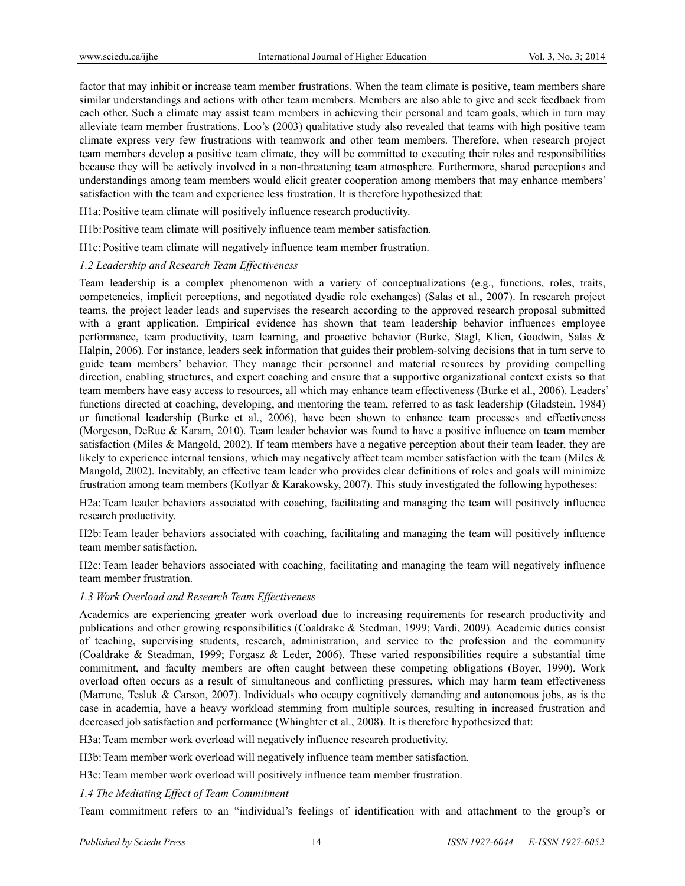factor that may inhibit or increase team member frustrations. When the team climate is positive, team members share similar understandings and actions with other team members. Members are also able to give and seek feedback from each other. Such a climate may assist team members in achieving their personal and team goals, which in turn may alleviate team member frustrations. Loo's (2003) qualitative study also revealed that teams with high positive team climate express very few frustrations with teamwork and other team members. Therefore, when research project team members develop a positive team climate, they will be committed to executing their roles and responsibilities because they will be actively involved in a non-threatening team atmosphere. Furthermore, shared perceptions and understandings among team members would elicit greater cooperation among members that may enhance members' satisfaction with the team and experience less frustration. It is therefore hypothesized that:

H1a: Positive team climate will positively influence research productivity.

H1b: Positive team climate will positively influence team member satisfaction.

H1c: Positive team climate will negatively influence team member frustration.

### *1.2 Leadership and Research Team Effectiveness*

Team leadership is a complex phenomenon with a variety of conceptualizations (e.g., functions, roles, traits, competencies, implicit perceptions, and negotiated dyadic role exchanges) (Salas et al., 2007). In research project teams, the project leader leads and supervises the research according to the approved research proposal submitted with a grant application. Empirical evidence has shown that team leadership behavior influences employee performance, team productivity, team learning, and proactive behavior (Burke, Stagl, Klien, Goodwin, Salas & Halpin, 2006). For instance, leaders seek information that guides their problem-solving decisions that in turn serve to guide team members' behavior. They manage their personnel and material resources by providing compelling direction, enabling structures, and expert coaching and ensure that a supportive organizational context exists so that team members have easy access to resources, all which may enhance team effectiveness (Burke et al., 2006). Leaders' functions directed at coaching, developing, and mentoring the team, referred to as task leadership (Gladstein, 1984) or functional leadership (Burke et al., 2006), have been shown to enhance team processes and effectiveness (Morgeson, DeRue & Karam, 2010). Team leader behavior was found to have a positive influence on team member satisfaction (Miles & Mangold, 2002). If team members have a negative perception about their team leader, they are likely to experience internal tensions, which may negatively affect team member satisfaction with the team (Miles & Mangold, 2002). Inevitably, an effective team leader who provides clear definitions of roles and goals will minimize frustration among team members (Kotlyar & Karakowsky, 2007). This study investigated the following hypotheses:

H2a: Team leader behaviors associated with coaching, facilitating and managing the team will positively influence research productivity.

H2b: Team leader behaviors associated with coaching, facilitating and managing the team will positively influence team member satisfaction.

H2c: Team leader behaviors associated with coaching, facilitating and managing the team will negatively influence team member frustration.

### *1.3 Work Overload and Research Team Effectiveness*

Academics are experiencing greater work overload due to increasing requirements for research productivity and publications and other growing responsibilities (Coaldrake & Stedman, 1999; Vardi, 2009). Academic duties consist of teaching, supervising students, research, administration, and service to the profession and the community (Coaldrake & Steadman, 1999; Forgasz & Leder, 2006). These varied responsibilities require a substantial time commitment, and faculty members are often caught between these competing obligations (Boyer, 1990). Work overload often occurs as a result of simultaneous and conflicting pressures, which may harm team effectiveness (Marrone, Tesluk & Carson, 2007). Individuals who occupy cognitively demanding and autonomous jobs, as is the case in academia, have a heavy workload stemming from multiple sources, resulting in increased frustration and decreased job satisfaction and performance (Whinghter et al., 2008). It is therefore hypothesized that:

H3a: Team member work overload will negatively influence research productivity.

H3b: Team member work overload will negatively influence team member satisfaction.

H3c: Team member work overload will positively influence team member frustration.

### *1.4 The Mediating Effect of Team Commitment*

Team commitment refers to an "individual's feelings of identification with and attachment to the group's or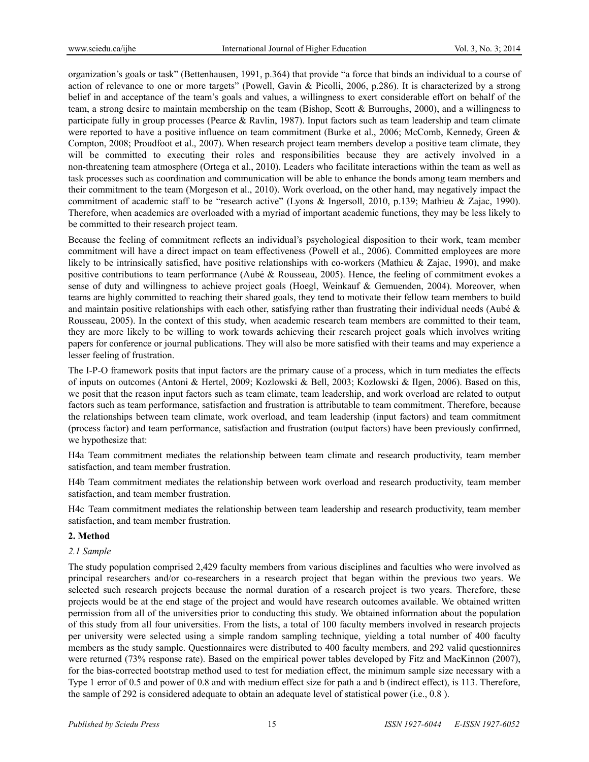organization's goals or task" (Bettenhausen, 1991, p.364) that provide "a force that binds an individual to a course of action of relevance to one or more targets" (Powell, Gavin & Picolli, 2006, p.286). It is characterized by a strong belief in and acceptance of the team's goals and values, a willingness to exert considerable effort on behalf of the team, a strong desire to maintain membership on the team (Bishop, Scott & Burroughs, 2000), and a willingness to participate fully in group processes (Pearce & Ravlin, 1987). Input factors such as team leadership and team climate were reported to have a positive influence on team commitment (Burke et al., 2006; McComb, Kennedy, Green & Compton, 2008; Proudfoot et al., 2007). When research project team members develop a positive team climate, they will be committed to executing their roles and responsibilities because they are actively involved in a non-threatening team atmosphere (Ortega et al., 2010). Leaders who facilitate interactions within the team as well as task processes such as coordination and communication will be able to enhance the bonds among team members and their commitment to the team (Morgeson et al., 2010). Work overload, on the other hand, may negatively impact the commitment of academic staff to be "research active" (Lyons & Ingersoll, 2010, p.139; Mathieu & Zajac, 1990). Therefore, when academics are overloaded with a myriad of important academic functions, they may be less likely to be committed to their research project team.

Because the feeling of commitment reflects an individual's psychological disposition to their work, team member commitment will have a direct impact on team effectiveness (Powell et al., 2006). Committed employees are more likely to be intrinsically satisfied, have positive relationships with co-workers (Mathieu & Zajac, 1990), and make positive contributions to team performance (Aubé & Rousseau, 2005). Hence, the feeling of commitment evokes a sense of duty and willingness to achieve project goals (Hoegl, Weinkauf & Gemuenden, 2004). Moreover, when teams are highly committed to reaching their shared goals, they tend to motivate their fellow team members to build and maintain positive relationships with each other, satisfying rather than frustrating their individual needs (Aubé & Rousseau, 2005). In the context of this study, when academic research team members are committed to their team, they are more likely to be willing to work towards achieving their research project goals which involves writing papers for conference or journal publications. They will also be more satisfied with their teams and may experience a lesser feeling of frustration.

The I-P-O framework posits that input factors are the primary cause of a process, which in turn mediates the effects of inputs on outcomes (Antoni & Hertel, 2009; Kozlowski & Bell, 2003; Kozlowski & Ilgen, 2006). Based on this, we posit that the reason input factors such as team climate, team leadership, and work overload are related to output factors such as team performance, satisfaction and frustration is attributable to team commitment. Therefore, because the relationships between team climate, work overload, and team leadership (input factors) and team commitment (process factor) and team performance, satisfaction and frustration (output factors) have been previously confirmed, we hypothesize that:

H4a Team commitment mediates the relationship between team climate and research productivity, team member satisfaction, and team member frustration.

H4b Team commitment mediates the relationship between work overload and research productivity, team member satisfaction, and team member frustration.

H4c Team commitment mediates the relationship between team leadership and research productivity, team member satisfaction, and team member frustration.

## 2. Method

### *2.1 Sample*

The study population comprised 2,429 faculty members from various disciplines and faculties who were involved as principal researchers and/or co-researchers in a research project that began within the previous two years. We selected such research projects because the normal duration of a research project is two years. Therefore, these projects would be at the end stage of the project and would have research outcomes available. We obtained written permission from all of the universities prior to conducting this study. We obtained information about the population of this study from all four universities. From the lists, a total of 100 faculty members involved in research projects per university were selected using a simple random sampling technique, yielding a total number of 400 faculty members as the study sample. Questionnaires were distributed to 400 faculty members, and 292 valid questionnires were returned (73% response rate). Based on the empirical power tables developed by Fitz and MacKinnon (2007), for the bias-corrected bootstrap method used to test for mediation effect, the minimum sample size necessary with a Type 1 error of 0.5 and power of 0.8 and with medium effect size for path a and b (indirect effect), is 113. Therefore, the sample of 292 is considered adequate to obtain an adequate level of statistical power (i.e., 0.8 ).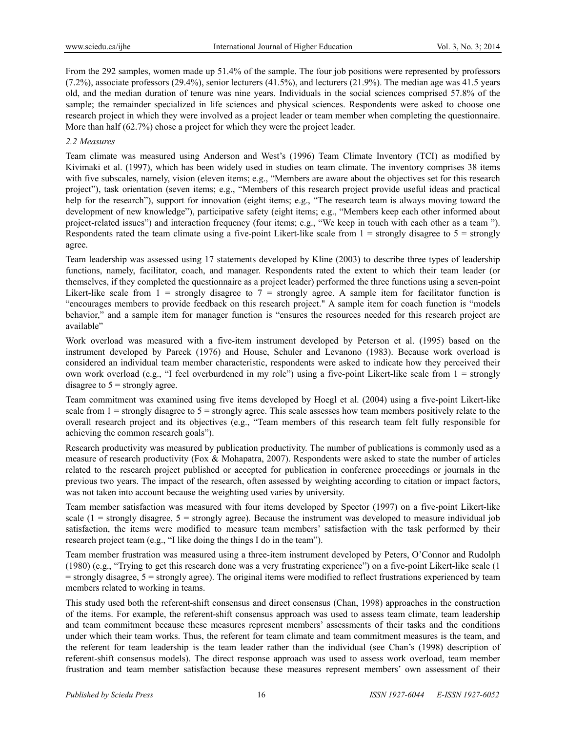From the 292 samples, women made up 51.4% of the sample. The four job positions were represented by professors (7.2%), associate professors (29.4%), senior lecturers (41.5%), and lecturers (21.9%). The median age was 41.5 years old, and the median duration of tenure was nine years. Individuals in the social sciences comprised 57.8% of the sample; the remainder specialized in life sciences and physical sciences. Respondents were asked to choose one research project in which they were involved as a project leader or team member when completing the questionnaire. More than half (62.7%) chose a project for which they were the project leader.

### *2.2 Measures*

Team climate was measured using Anderson and West's (1996) Team Climate Inventory (TCI) as modified by Kivimaki et al. (1997), which has been widely used in studies on team climate. The inventory comprises 38 items with five subscales, namely, vision (eleven items; e.g., "Members are aware about the objectives set for this research project"), task orientation (seven items; e.g., "Members of this research project provide useful ideas and practical help for the research"), support for innovation (eight items; e.g., "The research team is always moving toward the development of new knowledge"), participative safety (eight items; e.g., "Members keep each other informed about project-related issues") and interaction frequency (four items; e.g., "We keep in touch with each other as a team "). Respondents rated the team climate using a five-point Likert-like scale from 1 = strongly disagree to 5 = strongly agree.

Team leadership was assessed using 17 statements developed by Kline (2003) to describe three types of leadership functions, namely, facilitator, coach, and manager. Respondents rated the extent to which their team leader (or themselves, if they completed the questionnaire as a project leader) performed the three functions using a seven-point Likert-like scale from 1 = strongly disagree to 7 = strongly agree. A sample item for facilitator function is "encourages members to provide feedback on this research project." A sample item for coach function is "models behavior," and a sample item for manager function is "ensures the resources needed for this research project are available"

Work overload was measured with a five-item instrument developed by Peterson et al. (1995) based on the instrument developed by Pareek (1976) and House, Schuler and Levanono (1983). Because work overload is considered an individual team member characteristic, respondents were asked to indicate how they perceived their own work overload (e.g., "I feel overburdened in my role") using a five-point Likert-like scale from 1 = strongly disagree to 5 = strongly agree.

Team commitment was examined using five items developed by Hoegl et al. (2004) using a five-point Likert-like scale from 1 = strongly disagree to 5 = strongly agree. This scale assesses how team members positively relate to the overall research project and its objectives (e.g., "Team members of this research team felt fully responsible for achieving the common research goals").

Research productivity was measured by publication productivity. The number of publications is commonly used as a measure of research productivity (Fox & Mohapatra, 2007). Respondents were asked to state the number of articles related to the research project published or accepted for publication in conference proceedings or journals in the previous two years. The impact of the research, often assessed by weighting according to citation or impact factors, was not taken into account because the weighting used varies by university.

Team member satisfaction was measured with four items developed by Spector (1997) on a five-point Likert-like scale (1 = strongly disagree, 5 = strongly agree). Because the instrument was developed to measure individual job satisfaction, the items were modified to measure team members' satisfaction with the task performed by their research project team (e.g., "I like doing the things I do in the team").

Team member frustration was measured using a three-item instrument developed by Peters, O'Connor and Rudolph (1980) (e.g., "Trying to get this research done was a very frustrating experience") on a five-point Likert-like scale (1 = strongly disagree, 5 = strongly agree). The original items were modified to reflect frustrations experienced by team members related to working in teams.

This study used both the referent-shift consensus and direct consensus (Chan, 1998) approaches in the construction of the items. For example, the referent-shift consensus approach was used to assess team climate, team leadership and team commitment because these measures represent members' assessments of their tasks and the conditions under which their team works. Thus, the referent for team climate and team commitment measures is the team, and the referent for team leadership is the team leader rather than the individual (see Chan's (1998) description of referent-shift consensus models). The direct response approach was used to assess work overload, team member frustration and team member satisfaction because these measures represent members' own assessment of their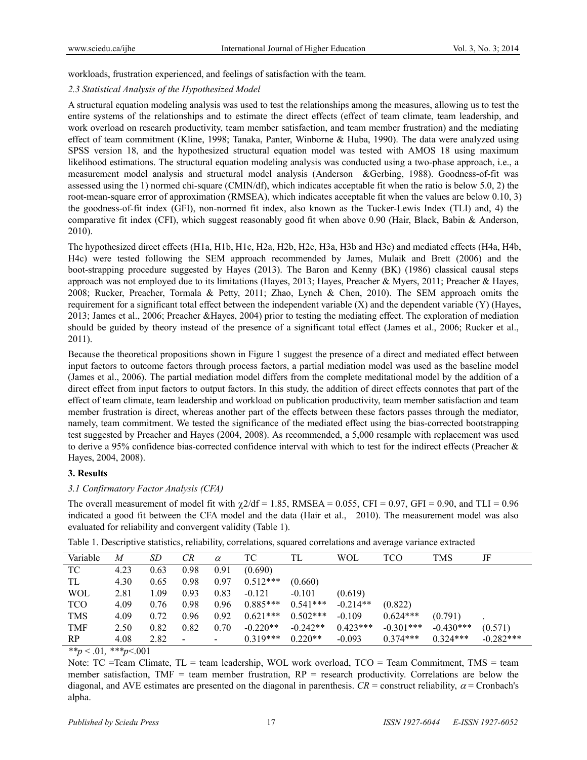workloads, frustration experienced, and feelings of satisfaction with the team.

### *2.3 Statistical Analysis of the Hypothesized Model*

A structural equation modeling analysis was used to test the relationships among the measures, allowing us to test the entire systems of the relationships and to estimate the direct effects (effect of team climate, team leadership, and work overload on research productivity, team member satisfaction, and team member frustration) and the mediating effect of team commitment (Kline, 1998; Tanaka, Panter, Winborne & Huba, 1990). The data were analyzed using SPSS version 18, and the hypothesized structural equation model was tested with AMOS 18 using maximum likelihood estimations. The structural equation modeling analysis was conducted using a two-phase approach, i.e., a measurement model analysis and structural model analysis (Anderson &Gerbing, 1988). Goodness-of-fit was assessed using the 1) normed chi-square (CMIN/df), which indicates acceptable fit when the ratio is below 5.0, 2) the root-mean-square error of approximation (RMSEA), which indicates acceptable fit when the values are below 0.10, 3) the goodness-of-fit index (GFI), non-normed fit index, also known as the Tucker-Lewis Index (TLI) and, 4) the comparative fit index (CFI), which suggest reasonably good fit when above 0.90 (Hair, Black, Babin & Anderson, 2010).

The hypothesized direct effects (H1a, H1b, H1c, H2a, H2b, H2c, H3a, H3b and H3c) and mediated effects (H4a, H4b, H4c) were tested following the SEM approach recommended by James, Mulaik and Brett (2006) and the boot-strapping procedure suggested by Hayes (2013). The Baron and Kenny (BK) (1986) classical causal steps approach was not employed due to its limitations (Hayes, 2013; Hayes, Preacher & Myers, 2011; Preacher & Hayes, 2008; Rucker, Preacher, Tormala & Petty, 2011; Zhao, Lynch & Chen, 2010). The SEM approach omits the requirement for a significant total effect between the independent variable (X) and the dependent variable (Y) (Hayes, 2013; James et al., 2006; Preacher &Hayes, 2004) prior to testing the mediating effect. The exploration of mediation should be guided by theory instead of the presence of a significant total effect (James et al., 2006; Rucker et al., 2011).

Because the theoretical propositions shown in Figure 1 suggest the presence of a direct and mediated effect between input factors to outcome factors through process factors, a partial mediation model was used as the baseline model (James et al., 2006). The partial mediation model differs from the complete meditational model by the addition of a direct effect from input factors to output factors. In this study, the addition of direct effects connotes that part of the effect of team climate, team leadership and workload on publication productivity, team member satisfaction and team member frustration is direct, whereas another part of the effects between these factors passes through the mediator, namely, team commitment. We tested the significance of the mediated effect using the bias-corrected bootstrapping test suggested by Preacher and Hayes (2004, 2008). As recommended, a 5,000 resample with replacement was used to derive a 95% confidence bias-corrected confidence interval with which to test for the indirect effects (Preacher & Hayes, 2004, 2008).

## **3. Results**

### *3.1 Confirmatory Factor Analysis (CFA)*

The overall measurement of model fit with $\chi 2/df = 1.85$, RMSEA = 0.055, CFI = 0.97, GFI = 0.90, and TLI = 0.96 indicated a good fit between the CFA model and the data (Hair et al., 2010). The measurement model was also evaluated for reliability and convergent validity (Table 1).

Table 1. Descriptive statistics, reliability, correlations, squared correlations and average variance extracted

| Variable | *M* | *SD* | *CR* | $\alpha$ | TC | TL | WOL | TCO | TMS | JF |
|---|---|---|---|---|---|---|---|---|---|---|
| TC | 4.23 | 0.63 | 0.98 | 0.91 | (0.690) | | | | | |
| TL | 4.30 | 0.65 | 0.98 | 0.97 | 0.512*** | (0.660) | | | | |
| WOL | 2.81 | 1.09 | 0.93 | 0.83 | -0.121 | -0.101 | (0.619) | | | |
| TCO | 4.09 | 0.76 | 0.98 | 0.96 | 0.885*** | 0.541*** | -0.214** | (0.822) | | |
| TMS | 4.09 | 0.72 | 0.96 | 0.92 | 0.621*** | 0.502*** | -0.109 | 0.624*** | (0.791) | . |
| TMF | 2.50 | 0.82 | 0.82 | 0.70 | -0.220** | -0.242** | 0.423*** | -0.301*** | -0.430*** | (0.571) |
| RP | 4.08 | 2.82 | - | - | 0.319*** | 0.220** | -0.093 | 0.374*** | 0.324*** | -0.282*** |

$^{**}p < .01$, $^{***}p<.001$

Note: TC =Team Climate, TL = team leadership, WOL work overload, TCO = Team Commitment, TMS = team member satisfaction, TMF = team member frustration, RP = research productivity. Correlations are below the diagonal, and AVE estimates are presented on the diagonal in parenthesis. *CR* = construct reliability, $\alpha$ = Cronbach's alpha.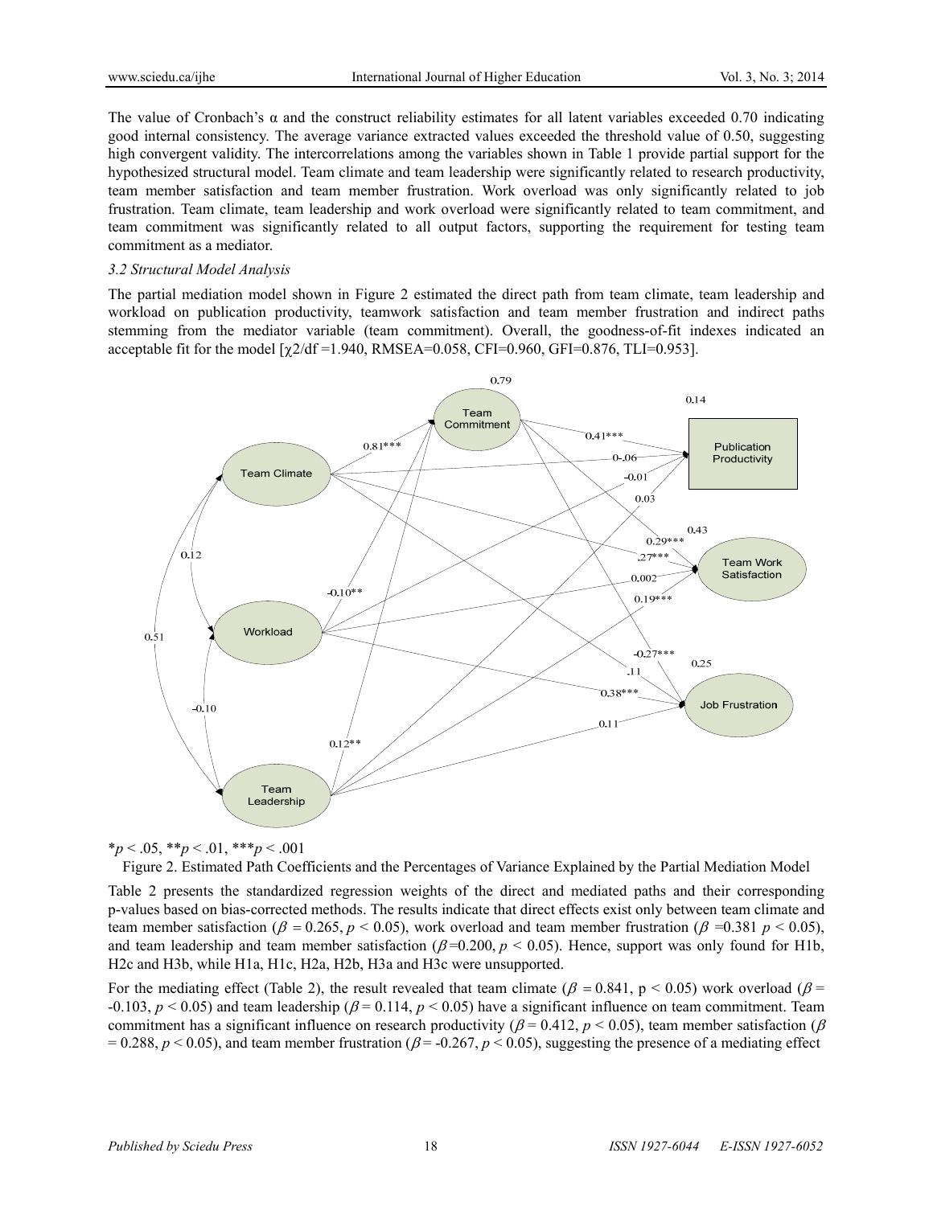The value of Cronbach's α and the construct reliability estimates for all latent variables exceeded 0.70 indicating good internal consistency. The average variance extracted values exceeded the threshold value of 0.50, suggesting high convergent validity. The intercorrelations among the variables shown in Table 1 provide partial support for the hypothesized structural model. Team climate and team leadership were significantly related to research productivity, team member satisfaction and team member frustration. Work overload was only significantly related to job frustration. Team climate, team leadership and work overload were significantly related to team commitment, and team commitment was significantly related to all output factors, supporting the requirement for testing team commitment as a mediator.

### *3.2 Structural Model Analysis*

The partial mediation model shown in Figure 2 estimated the direct path from team climate, team leadership and workload on publication productivity, teamwork satisfaction and team member frustration and indirect paths stemming from the mediator variable (team commitment). Overall, the goodness-of-fit indexes indicated an acceptable fit for the model [$\chi^2/df = 1.940$, RMSEA=0.058, CFI=0.960, GFI=0.876, TLI=0.953].

$*p < .05$, $**p < .01$, $***p < .001$

Figure 2. Estimated Path Coefficients and the Percentages of Variance Explained by the Partial Mediation Model

Table 2 presents the standardized regression weights of the direct and mediated paths and their corresponding p-values based on bias-corrected methods. The results indicate that direct effects exist only between team climate and team member satisfaction ($\beta = 0.265$, $p < 0.05$), work overload and team member frustration ($\beta = 0.381$ $p < 0.05$), and team leadership and team member satisfaction ($\beta = 0.200$, $p < 0.05$). Hence, support was only found for H1b, H2c and H3b, while H1a, H1c, H2a, H2b, H3a and H3c were unsupported.

For the mediating effect (Table 2), the result revealed that team climate ($\beta = 0.841$, $p < 0.05$) work overload ($\beta = -0.103$, $p < 0.05$) and team leadership ($\beta = 0.114$, $p < 0.05$) have a significant influence on team commitment. Team commitment has a significant influence on research productivity ($\beta = 0.412$, $p < 0.05$), team member satisfaction ($\beta = 0.288$, $p < 0.05$), and team member frustration ($\beta = -0.267$, $p < 0.05$), suggesting the presence of a mediating effect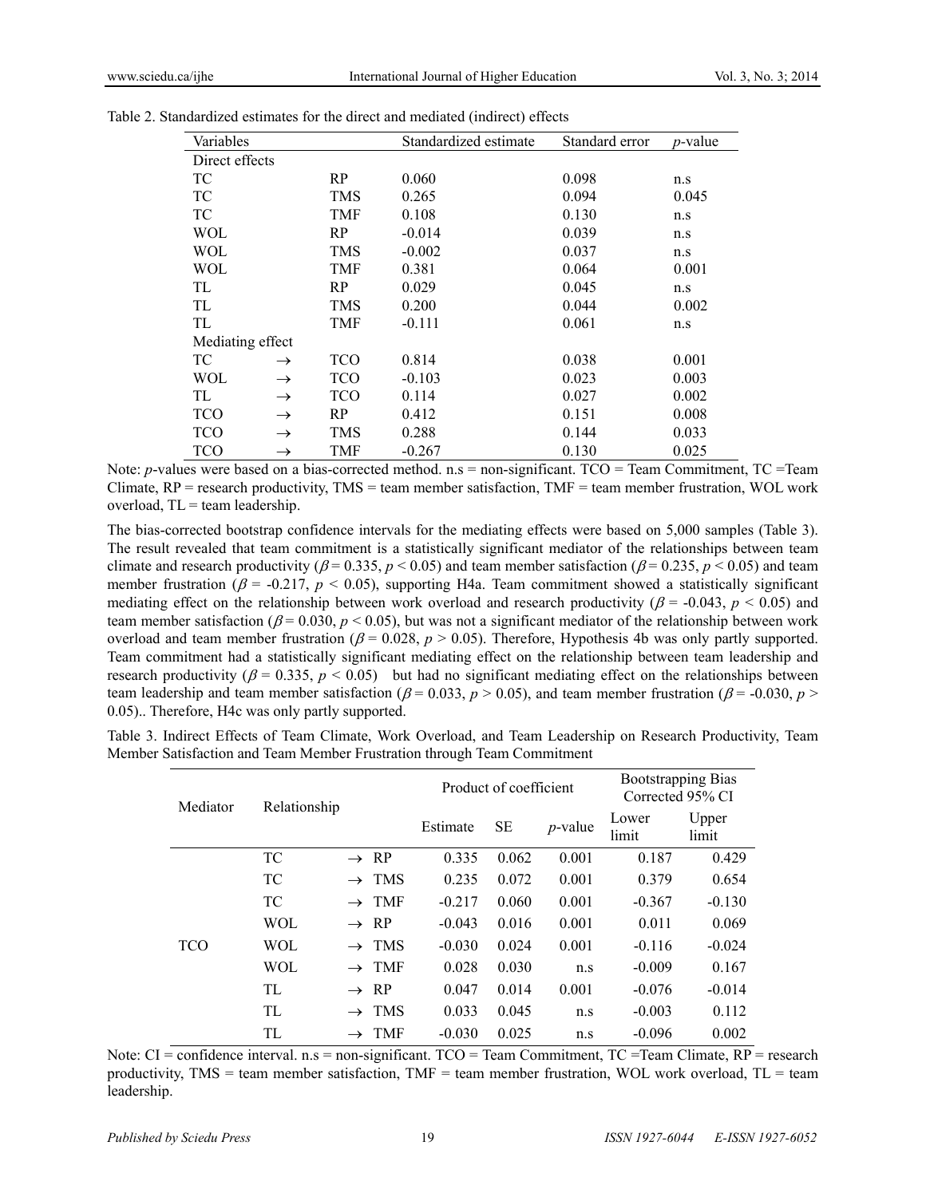Table 2. Standardized estimates for the direct and mediated (indirect) effects

| Variables | | | Standardized estimate | Standard error | *p*-value |
|---|---|---|---|---|---|
| Direct effects | | | | | |
| TC | | RP | 0.060 | 0.098 | n.s |
| TC | | TMS | 0.265 | 0.094 | 0.045 |
| TC | | TMF | 0.108 | 0.130 | n.s |
| WOL | | RP | -0.014 | 0.039 | n.s |
| WOL | | TMS | -0.002 | 0.037 | n.s |
| WOL | | TMF | 0.381 | 0.064 | 0.001 |
| TL | | RP | 0.029 | 0.045 | n.s |
| TL | | TMS | 0.200 | 0.044 | 0.002 |
| TL | | TMF | -0.111 | 0.061 | n.s |
| Mediating effect | | | | | |
| TC | → | TCO | 0.814 | 0.038 | 0.001 |
| WOL | → | TCO | -0.103 | 0.023 | 0.003 |
| TL | → | TCO | 0.114 | 0.027 | 0.002 |
| TCO | → | RP | 0.412 | 0.151 | 0.008 |
| TCO | → | TMS | 0.288 | 0.144 | 0.033 |
| TCO | → | TMF | -0.267 | 0.130 | 0.025 |

Note: *p*-values were based on a bias-corrected method. n.s = non-significant. TCO = Team Commitment, TC =Team Climate, RP = research productivity, TMS = team member satisfaction, TMF = team member frustration, WOL work overload, TL = team leadership.

The bias-corrected bootstrap confidence intervals for the mediating effects were based on 5,000 samples (Table 3). The result revealed that team commitment is a statistically significant mediator of the relationships between team climate and research productivity ($\beta = 0.335$, $p < 0.05$) and team member satisfaction ($\beta = 0.235$, $p < 0.05$) and team member frustration ($\beta = -0.217$, $p < 0.05$), supporting H4a. Team commitment showed a statistically significant mediating effect on the relationship between work overload and research productivity ($\beta = -0.043$, $p < 0.05$) and team member satisfaction ($\beta = 0.030$, $p < 0.05$), but was not a significant mediator of the relationship between work overload and team member frustration ($\beta = 0.028$, $p > 0.05$). Therefore, Hypothesis 4b was only partly supported. Team commitment had a statistically significant mediating effect on the relationship between team leadership and research productivity ($\beta = 0.335$, $p < 0.05$) but had no significant mediating effect on the relationships between team leadership and team member satisfaction ($\beta = 0.033$, $p > 0.05$), and team member frustration ($\beta = -0.030$, $p > 0.05$).. Therefore, H4c was only partly supported.

Table 3. Indirect Effects of Team Climate, Work Overload, and Team Leadership on Research Productivity, Team Member Satisfaction and Team Member Frustration through Team Commitment

| Mediator | Relationship | | | Product of coefficient | | | Bootstrapping Bias Corrected 95% CI | |
|---|---|---|---|---|---|---|---|---|
| | | | | Estimate | SE | *p*-value | Lower limit | Upper limit |
| TCO | TC | → | RP | 0.335 | 0.062 | 0.001 | 0.187 | 0.429 |
| | TC | → | TMS | 0.235 | 0.072 | 0.001 | 0.379 | 0.654 |
| | TC | → | TMF | -0.217 | 0.060 | 0.001 | -0.367 | -0.130 |
| | WOL | → | RP | -0.043 | 0.016 | 0.001 | 0.011 | 0.069 |
| | WOL | → | TMS | -0.030 | 0.024 | 0.001 | -0.116 | -0.024 |
| | WOL | → | TMF | 0.028 | 0.030 | n.s | -0.009 | 0.167 |
| | TL | → | RP | 0.047 | 0.014 | 0.001 | -0.076 | -0.014 |
| | TL | → | TMS | 0.033 | 0.045 | n.s | -0.003 | 0.112 |
| | TL | → | TMF | -0.030 | 0.025 | n.s | -0.096 | 0.002 |

Note: CI = confidence interval. n.s = non-significant. TCO = Team Commitment, TC =Team Climate, RP = research productivity, TMS = team member satisfaction, TMF = team member frustration, WOL work overload, TL = team leadership.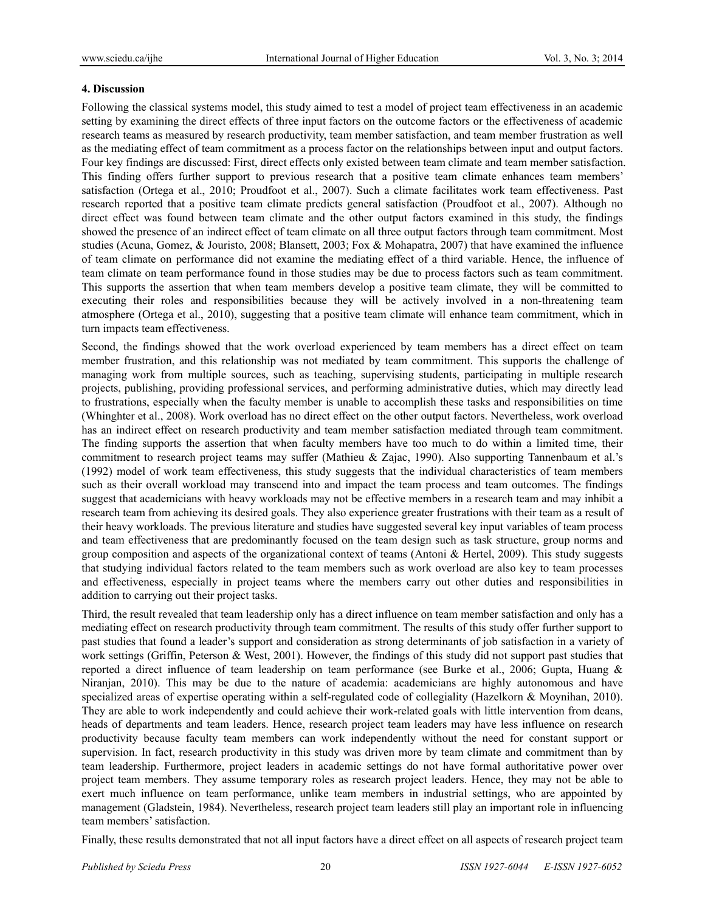## 4. Discussion

Following the classical systems model, this study aimed to test a model of project team effectiveness in an academic setting by examining the direct effects of three input factors on the outcome factors or the effectiveness of academic research teams as measured by research productivity, team member satisfaction, and team member frustration as well as the mediating effect of team commitment as a process factor on the relationships between input and output factors. Four key findings are discussed: First, direct effects only existed between team climate and team member satisfaction. This finding offers further support to previous research that a positive team climate enhances team members' satisfaction (Ortega et al., 2010; Proudfoot et al., 2007). Such a climate facilitates work team effectiveness. Past research reported that a positive team climate predicts general satisfaction (Proudfoot et al., 2007). Although no direct effect was found between team climate and the other output factors examined in this study, the findings showed the presence of an indirect effect of team climate on all three output factors through team commitment. Most studies (Acuna, Gomez, & Jouristo, 2008; Blansett, 2003; Fox & Mohapatra, 2007) that have examined the influence of team climate on performance did not examine the mediating effect of a third variable. Hence, the influence of team climate on team performance found in those studies may be due to process factors such as team commitment. This supports the assertion that when team members develop a positive team climate, they will be committed to executing their roles and responsibilities because they will be actively involved in a non-threatening team atmosphere (Ortega et al., 2010), suggesting that a positive team climate will enhance team commitment, which in turn impacts team effectiveness.

Second, the findings showed that the work overload experienced by team members has a direct effect on team member frustration, and this relationship was not mediated by team commitment. This supports the challenge of managing work from multiple sources, such as teaching, supervising students, participating in multiple research projects, publishing, providing professional services, and performing administrative duties, which may directly lead to frustrations, especially when the faculty member is unable to accomplish these tasks and responsibilities on time (Whinghter et al., 2008). Work overload has no direct effect on the other output factors. Nevertheless, work overload has an indirect effect on research productivity and team member satisfaction mediated through team commitment. The finding supports the assertion that when faculty members have too much to do within a limited time, their commitment to research project teams may suffer (Mathieu & Zajac, 1990). Also supporting Tannenbaum et al.'s (1992) model of work team effectiveness, this study suggests that the individual characteristics of team members such as their overall workload may transcend into and impact the team process and team outcomes. The findings suggest that academicians with heavy workloads may not be effective members in a research team and may inhibit a research team from achieving its desired goals. They also experience greater frustrations with their team as a result of their heavy workloads. The previous literature and studies have suggested several key input variables of team process and team effectiveness that are predominantly focused on the team design such as task structure, group norms and group composition and aspects of the organizational context of teams (Antoni & Hertel, 2009). This study suggests that studying individual factors related to the team members such as work overload are also key to team processes and effectiveness, especially in project teams where the members carry out other duties and responsibilities in addition to carrying out their project tasks.

Third, the result revealed that team leadership only has a direct influence on team member satisfaction and only has a mediating effect on research productivity through team commitment. The results of this study offer further support to past studies that found a leader's support and consideration as strong determinants of job satisfaction in a variety of work settings (Griffin, Peterson & West, 2001). However, the findings of this study did not support past studies that reported a direct influence of team leadership on team performance (see Burke et al., 2006; Gupta, Huang & Niranjan, 2010). This may be due to the nature of academia: academicians are highly autonomous and have specialized areas of expertise operating within a self-regulated code of collegiality (Hazelkorn & Moynihan, 2010). They are able to work independently and could achieve their work-related goals with little intervention from deans, heads of departments and team leaders. Hence, research project team leaders may have less influence on research productivity because faculty team members can work independently without the need for constant support or supervision. In fact, research productivity in this study was driven more by team climate and commitment than by team leadership. Furthermore, project leaders in academic settings do not have formal authoritative power over project team members. They assume temporary roles as research project leaders. Hence, they may not be able to exert much influence on team performance, unlike team members in industrial settings, who are appointed by management (Gladstein, 1984). Nevertheless, research project team leaders still play an important role in influencing team members' satisfaction.

Finally, these results demonstrated that not all input factors have a direct effect on all aspects of research project team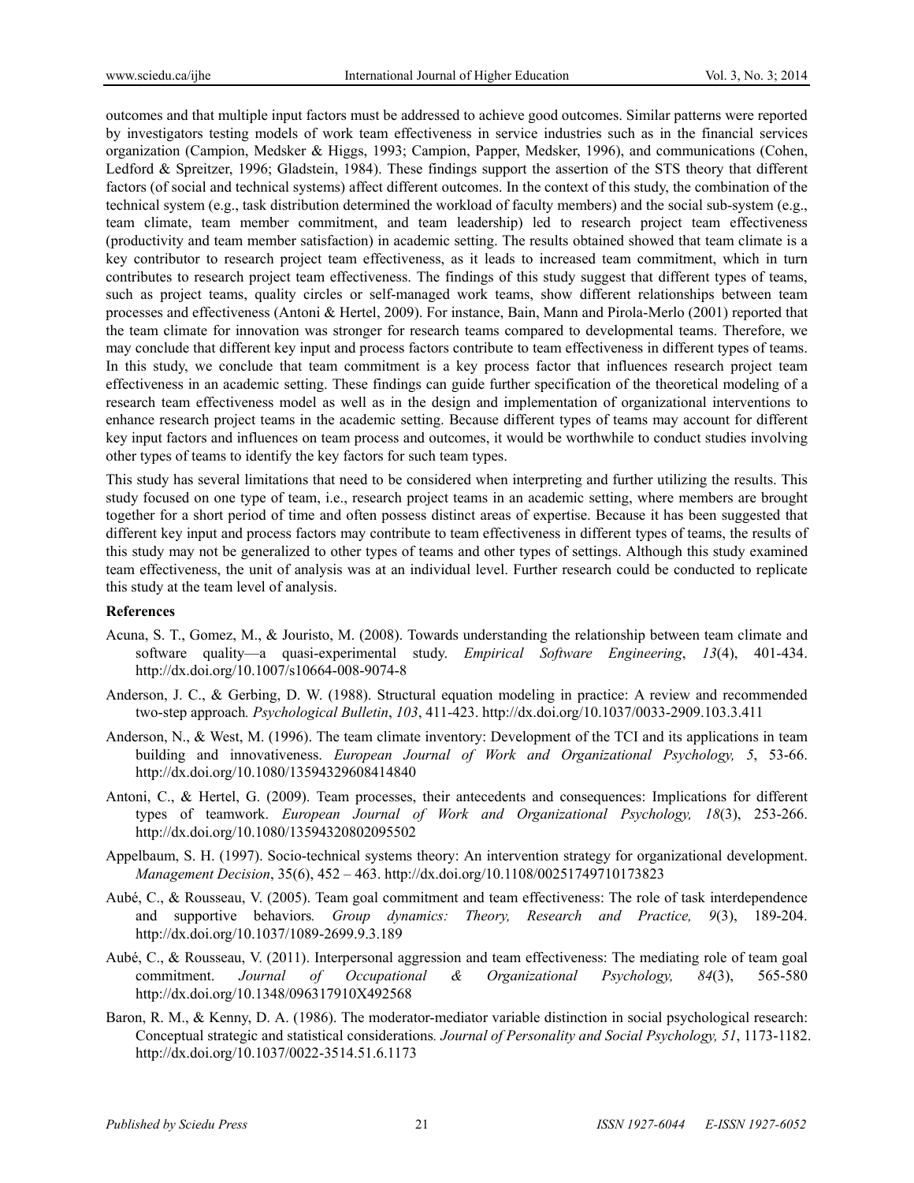outcomes and that multiple input factors must be addressed to achieve good outcomes. Similar patterns were reported by investigators testing models of work team effectiveness in service industries such as in the financial services organization (Campion, Medsker & Higgs, 1993; Campion, Papper, Medsker, 1996), and communications (Cohen, Ledford & Spreitzer, 1996; Gladstein, 1984). These findings support the assertion of the STS theory that different factors (of social and technical systems) affect different outcomes. In the context of this study, the combination of the technical system (e.g., task distribution determined the workload of faculty members) and the social sub-system (e.g., team climate, team member commitment, and team leadership) led to research project team effectiveness (productivity and team member satisfaction) in academic setting. The results obtained showed that team climate is a key contributor to research project team effectiveness, as it leads to increased team commitment, which in turn contributes to research project team effectiveness. The findings of this study suggest that different types of teams, such as project teams, quality circles or self-managed work teams, show different relationships between team processes and effectiveness (Antoni & Hertel, 2009). For instance, Bain, Mann and Pirola-Merlo (2001) reported that the team climate for innovation was stronger for research teams compared to developmental teams. Therefore, we may conclude that different key input and process factors contribute to team effectiveness in different types of teams. In this study, we conclude that team commitment is a key process factor that influences research project team effectiveness in an academic setting. These findings can guide further specification of the theoretical modeling of a research team effectiveness model as well as in the design and implementation of organizational interventions to enhance research project teams in the academic setting. Because different types of teams may account for different key input factors and influences on team process and outcomes, it would be worthwhile to conduct studies involving other types of teams to identify the key factors for such team types.

This study has several limitations that need to be considered when interpreting and further utilizing the results. This study focused on one type of team, i.e., research project teams in an academic setting, where members are brought together for a short period of time and often possess distinct areas of expertise. Because it has been suggested that different key input and process factors may contribute to team effectiveness in different types of teams, the results of this study may not be generalized to other types of teams and other types of settings. Although this study examined team effectiveness, the unit of analysis was at an individual level. Further research could be conducted to replicate this study at the team level of analysis.

## References

Acuna, S. T., Gomez, M., & Jouristo, M. (2008). Towards understanding the relationship between team climate and software quality—a quasi-experimental study. *Empirical Software Engineering*, *13*(4), 401-434. http://dx.doi.org/10.1007/s10664-008-9074-8

Anderson, J. C., & Gerbing, D. W. (1988). Structural equation modeling in practice: A review and recommended two-step approach*. Psychological Bulletin*, *103*, 411-423. http://dx.doi.org/10.1037/0033-2909.103.3.411

Anderson, N., & West, M. (1996). The team climate inventory: Development of the TCI and its applications in team building and innovativeness. *European Journal of Work and Organizational Psychology, 5*, 53-66. http://dx.doi.org/10.1080/13594329608414840

Antoni, C., & Hertel, G. (2009). Team processes, their antecedents and consequences: Implications for different types of teamwork. *European Journal of Work and Organizational Psychology, 18*(3), 253-266. http://dx.doi.org/10.1080/13594320802095502

Appelbaum, S. H. (1997). Socio-technical systems theory: An intervention strategy for organizational development. *Management Decision*, 35(6), 452 – 463. http://dx.doi.org/10.1108/00251749710173823

Aubé, C., & Rousseau, V. (2005). Team goal commitment and team effectiveness: The role of task interdependence and supportive behaviors*. Group dynamics: Theory, Research and Practice, 9*(3), 189-204. http://dx.doi.org/10.1037/1089-2699.9.3.189

Aubé, C., & Rousseau, V. (2011). Interpersonal aggression and team effectiveness: The mediating role of team goal commitment. *Journal of Occupational & Organizational Psychology, 84*(3), 565-580 http://dx.doi.org/10.1348/096317910X492568

Baron, R. M., & Kenny, D. A. (1986). The moderator-mediator variable distinction in social psychological research: Conceptual strategic and statistical considerations*. Journal of Personality and Social Psychology, 51*, 1173-1182. http://dx.doi.org/10.1037/0022-3514.51.6.1173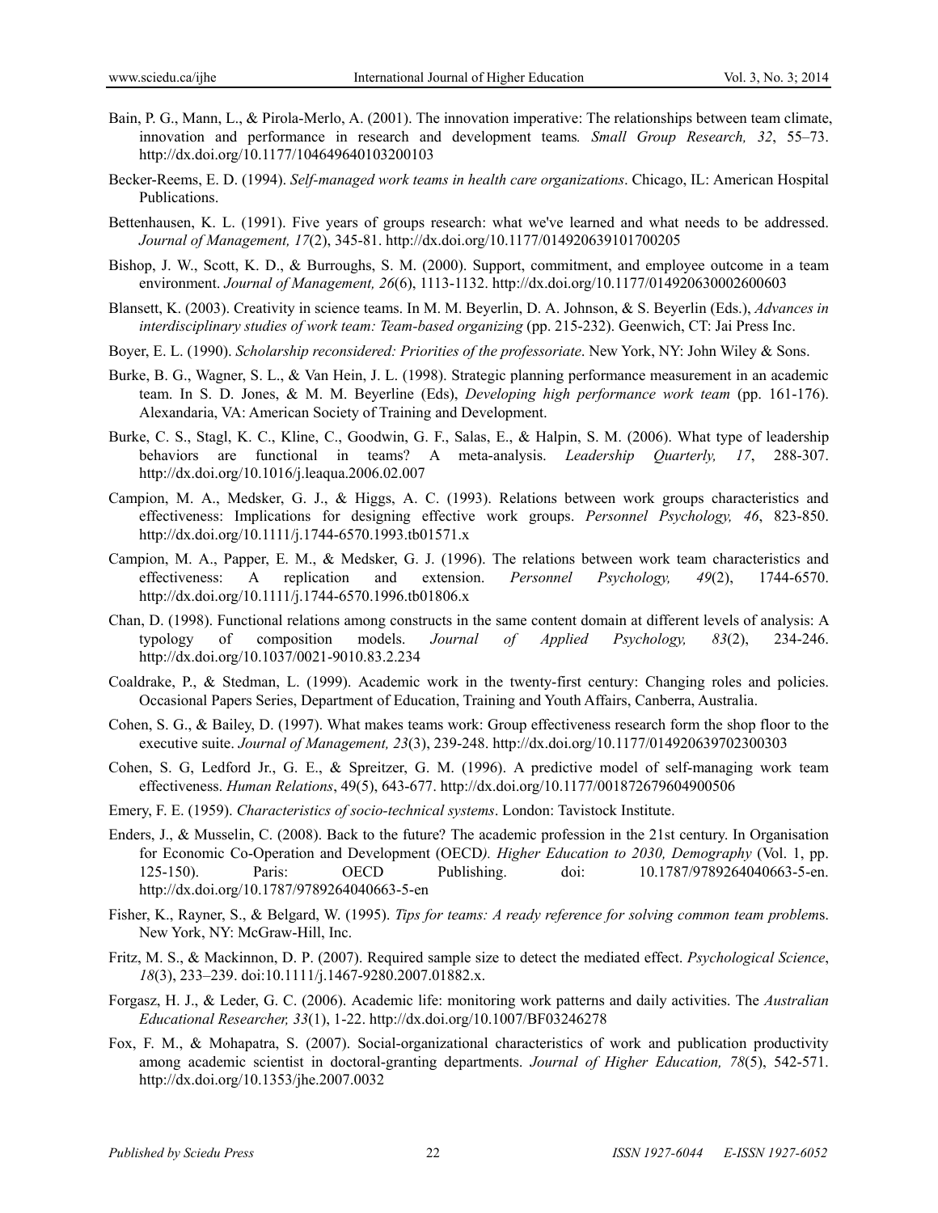Bain, P. G., Mann, L., & Pirola-Merlo, A. (2001). The innovation imperative: The relationships between team climate, innovation and performance in research and development teams*. Small Group Research, 32*, 55–73. http://dx.doi.org/10.1177/104649640103200103

Becker-Reems, E. D. (1994). *Self-managed work teams in health care organizations*. Chicago, IL: American Hospital Publications.

Bettenhausen, K. L. (1991). Five years of groups research: what we've learned and what needs to be addressed. *Journal of Management, 17*(2), 345-81. http://dx.doi.org/10.1177/014920639101700205

Bishop, J. W., Scott, K. D., & Burroughs, S. M. (2000). Support, commitment, and employee outcome in a team environment. *Journal of Management, 26*(6), 1113-1132. http://dx.doi.org/10.1177/014920630002600603

Blansett, K. (2003). Creativity in science teams. In M. M. Beyerlin, D. A. Johnson, & S. Beyerlin (Eds.), *Advances in interdisciplinary studies of work team: Team-based organizing* (pp. 215-232). Geenwich, CT: Jai Press Inc.

Boyer, E. L. (1990). *Scholarship reconsidered: Priorities of the professoriate*. New York, NY: John Wiley & Sons.

Burke, B. G., Wagner, S. L., & Van Hein, J. L. (1998). Strategic planning performance measurement in an academic team. In S. D. Jones, & M. M. Beyerline (Eds), *Developing high performance work team* (pp. 161-176). Alexandaria, VA: American Society of Training and Development.

Burke, C. S., Stagl, K. C., Kline, C., Goodwin, G. F., Salas, E., & Halpin, S. M. (2006). What type of leadership behaviors are functional in teams? A meta-analysis. *Leadership Quarterly, 17*, 288-307. http://dx.doi.org/10.1016/j.leaqua.2006.02.007

Campion, M. A., Medsker, G. J., & Higgs, A. C. (1993). Relations between work groups characteristics and effectiveness: Implications for designing effective work groups. *Personnel Psychology, 46*, 823-850. http://dx.doi.org/10.1111/j.1744-6570.1993.tb01571.x

Campion, M. A., Papper, E. M., & Medsker, G. J. (1996). The relations between work team characteristics and effectiveness: A replication and extension. *Personnel Psychology, 49*(2), 1744-6570. http://dx.doi.org/10.1111/j.1744-6570.1996.tb01806.x

Chan, D. (1998). Functional relations among constructs in the same content domain at different levels of analysis: A typology of composition models. *Journal of Applied Psychology, 83*(2), 234-246. http://dx.doi.org/10.1037/0021-9010.83.2.234

Coaldrake, P., & Stedman, L. (1999). Academic work in the twenty-first century: Changing roles and policies. Occasional Papers Series, Department of Education, Training and Youth Affairs, Canberra, Australia.

Cohen, S. G., & Bailey, D. (1997). What makes teams work: Group effectiveness research form the shop floor to the executive suite. *Journal of Management, 23*(3), 239-248. http://dx.doi.org/10.1177/014920639702300303

Cohen, S. G, Ledford Jr., G. E., & Spreitzer, G. M. (1996). A predictive model of self-managing work team effectiveness. *Human Relations*, 49(5), 643-677. http://dx.doi.org/10.1177/001872679604900506

Emery, F. E. (1959). *Characteristics of socio-technical systems*. London: Tavistock Institute.

Enders, J., & Musselin, C. (2008). Back to the future? The academic profession in the 21st century. In Organisation for Economic Co-Operation and Development (OECD*). Higher Education to 2030, Demography* (Vol. 1, pp. 125-150). Paris: OECD Publishing. doi: 10.1787/9789264040663-5-en. http://dx.doi.org/10.1787/9789264040663-5-en

Fisher, K., Rayner, S., & Belgard, W. (1995). *Tips for teams: A ready reference for solving common team problem*s. New York, NY: McGraw-Hill, Inc.

Fritz, M. S., & Mackinnon, D. P. (2007). Required sample size to detect the mediated effect. *Psychological Science*, *18*(3), 233–239. doi:10.1111/j.1467-9280.2007.01882.x.

Forgasz, H. J., & Leder, G. C. (2006). Academic life: monitoring work patterns and daily activities. The *Australian Educational Researcher, 33*(1), 1-22. http://dx.doi.org/10.1007/BF03246278

Fox, F. M., & Mohapatra, S. (2007). Social-organizational characteristics of work and publication productivity among academic scientist in doctoral-granting departments. *Journal of Higher Education, 78*(5), 542-571. http://dx.doi.org/10.1353/jhe.2007.0032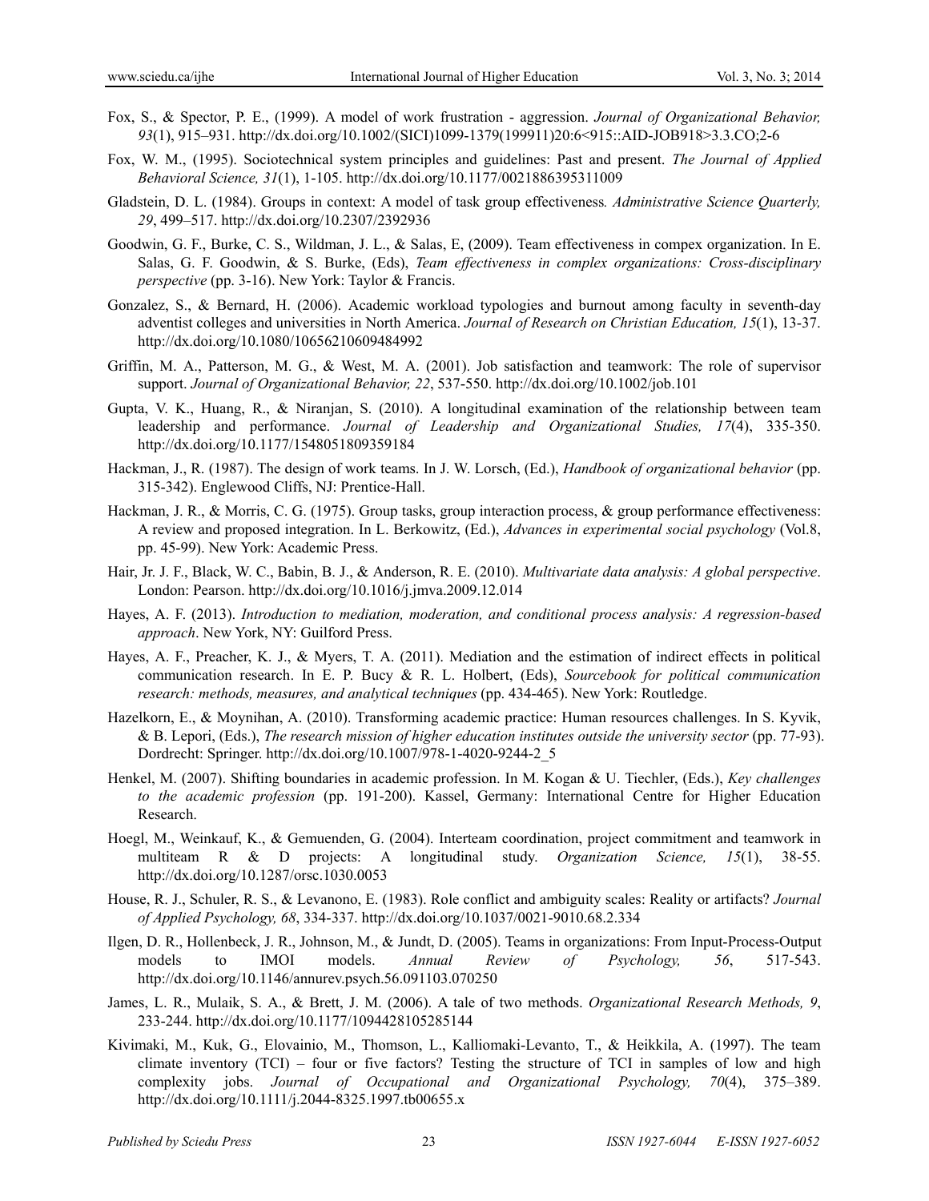Fox, S., & Spector, P. E., (1999). A model of work frustration - aggression. *Journal of Organizational Behavior, 93*(1), 915–931. http://dx.doi.org/10.1002/(SICI)1099-1379(199911)20:6<915::AID-JOB918>3.3.CO;2-6

Fox, W. M., (1995). Sociotechnical system principles and guidelines: Past and present. *The Journal of Applied Behavioral Science, 31*(1), 1-105. http://dx.doi.org/10.1177/0021886395311009

Gladstein, D. L. (1984). Groups in context: A model of task group effectiveness*. Administrative Science Quarterly, 29*, 499–517. http://dx.doi.org/10.2307/2392936

Goodwin, G. F., Burke, C. S., Wildman, J. L., & Salas, E, (2009). Team effectiveness in compex organization. In E. Salas, G. F. Goodwin, & S. Burke, (Eds), *Team effectiveness in complex organizations: Cross-disciplinary perspective* (pp. 3-16). New York: Taylor & Francis.

Gonzalez, S., & Bernard, H. (2006). Academic workload typologies and burnout among faculty in seventh-day adventist colleges and universities in North America. *Journal of Research on Christian Education, 15*(1), 13-37. http://dx.doi.org/10.1080/10656210609484992

Griffin, M. A., Patterson, M. G., & West, M. A. (2001). Job satisfaction and teamwork: The role of supervisor support. *Journal of Organizational Behavior, 22*, 537-550. http://dx.doi.org/10.1002/job.101

Gupta, V. K., Huang, R., & Niranjan, S. (2010). A longitudinal examination of the relationship between team leadership and performance. *Journal of Leadership and Organizational Studies, 17*(4), 335-350. http://dx.doi.org/10.1177/1548051809359184

Hackman, J., R. (1987). The design of work teams. In J. W. Lorsch, (Ed.), *Handbook of organizational behavior* (pp. 315-342). Englewood Cliffs, NJ: Prentice-Hall.

Hackman, J. R., & Morris, C. G. (1975). Group tasks, group interaction process, & group performance effectiveness: A review and proposed integration. In L. Berkowitz, (Ed.), *Advances in experimental social psychology* (Vol.8, pp. 45-99). New York: Academic Press.

Hair, Jr. J. F., Black, W. C., Babin, B. J., & Anderson, R. E. (2010). *Multivariate data analysis: A global perspective*. London: Pearson. http://dx.doi.org/10.1016/j.jmva.2009.12.014

Hayes, A. F. (2013). *Introduction to mediation, moderation, and conditional process analysis: A regression-based approach*. New York, NY: Guilford Press.

Hayes, A. F., Preacher, K. J., & Myers, T. A. (2011). Mediation and the estimation of indirect effects in political communication research. In E. P. Bucy & R. L. Holbert, (Eds), *Sourcebook for political communication research: methods, measures, and analytical techniques* (pp. 434-465). New York: Routledge.

Hazelkorn, E., & Moynihan, A. (2010). Transforming academic practice: Human resources challenges. In S. Kyvik, & B. Lepori, (Eds.), *The research mission of higher education institutes outside the university sector* (pp. 77-93). Dordrecht: Springer. http://dx.doi.org/10.1007/978-1-4020-9244-2_5

Henkel, M. (2007). Shifting boundaries in academic profession. In M. Kogan & U. Tiechler, (Eds.), *Key challenges to the academic profession* (pp. 191-200). Kassel, Germany: International Centre for Higher Education Research.

Hoegl, M., Weinkauf, K., & Gemuenden, G. (2004). Interteam coordination, project commitment and teamwork in multiteam R & D projects: A longitudinal study. *Organization Science, 15*(1), 38-55. http://dx.doi.org/10.1287/orsc.1030.0053

House, R. J., Schuler, R. S., & Levanono, E. (1983). Role conflict and ambiguity scales: Reality or artifacts? *Journal of Applied Psychology, 68*, 334-337. http://dx.doi.org/10.1037/0021-9010.68.2.334

Ilgen, D. R., Hollenbeck, J. R., Johnson, M., & Jundt, D. (2005). Teams in organizations: From Input-Process-Output models to IMOI models. *Annual Review of Psychology, 56*, 517-543. http://dx.doi.org/10.1146/annurev.psych.56.091103.070250

James, L. R., Mulaik, S. A., & Brett, J. M. (2006). A tale of two methods. *Organizational Research Methods, 9*, 233-244. http://dx.doi.org/10.1177/1094428105285144

Kivimaki, M., Kuk, G., Elovainio, M., Thomson, L., Kalliomaki-Levanto, T., & Heikkila, A. (1997). The team climate inventory (TCI) – four or five factors? Testing the structure of TCI in samples of low and high complexity jobs. *Journal of Occupational and Organizational Psychology, 70*(4), 375–389. http://dx.doi.org/10.1111/j.2044-8325.1997.tb00655.x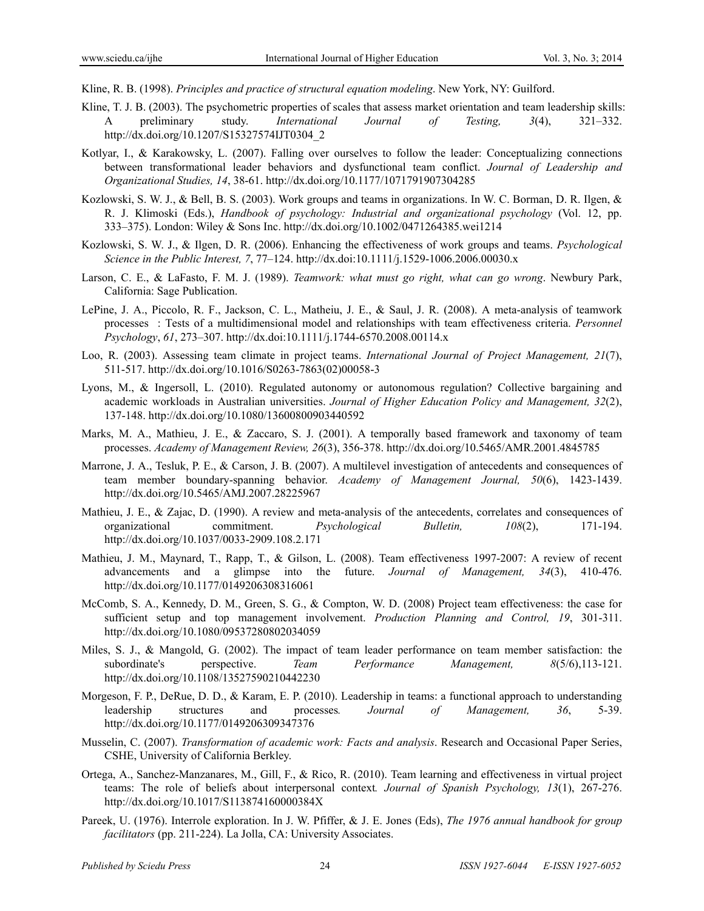Kline, R. B. (1998). *Principles and practice of structural equation modeling*. New York, NY: Guilford.

Kline, T. J. B. (2003). The psychometric properties of scales that assess market orientation and team leadership skills: A preliminary study. *International Journal of Testing, 3*(4), 321–332. http://dx.doi.org/10.1207/S15327574IJT0304_2

Kotlyar, I., & Karakowsky, L. (2007). Falling over ourselves to follow the leader: Conceptualizing connections between transformational leader behaviors and dysfunctional team conflict. *Journal of Leadership and Organizational Studies, 14*, 38-61. http://dx.doi.org/10.1177/1071791907304285

Kozlowski, S. W. J., & Bell, B. S. (2003). Work groups and teams in organizations. In W. C. Borman, D. R. Ilgen, & R. J. Klimoski (Eds.), *Handbook of psychology: Industrial and organizational psychology* (Vol. 12, pp. 333–375). London: Wiley & Sons Inc. http://dx.doi.org/10.1002/0471264385.wei1214

Kozlowski, S. W. J., & Ilgen, D. R. (2006). Enhancing the effectiveness of work groups and teams. *Psychological Science in the Public Interest, 7*, 77–124. http://dx.doi:10.1111/j.1529-1006.2006.00030.x

Larson, C. E., & LaFasto, F. M. J. (1989). *Teamwork: what must go right, what can go wrong*. Newbury Park, California: Sage Publication.

LePine, J. A., Piccolo, R. F., Jackson, C. L., Matheiu, J. E., & Saul, J. R. (2008). A meta-analysis of teamwork processes : Tests of a multidimensional model and relationships with team effectiveness criteria. *Personnel Psychology*, *61*, 273–307. http://dx.doi:10.1111/j.1744-6570.2008.00114.x

Loo, R. (2003). Assessing team climate in project teams. *International Journal of Project Management, 21*(7), 511-517. http://dx.doi.org/10.1016/S0263-7863(02)00058-3

Lyons, M., & Ingersoll, L. (2010). Regulated autonomy or autonomous regulation? Collective bargaining and academic workloads in Australian universities. *Journal of Higher Education Policy and Management, 32*(2), 137-148. http://dx.doi.org/10.1080/13600800903440592

Marks, M. A., Mathieu, J. E., & Zaccaro, S. J. (2001). A temporally based framework and taxonomy of team processes. *Academy of Management Review, 26*(3), 356-378. http://dx.doi.org/10.5465/AMR.2001.4845785

Marrone, J. A., Tesluk, P. E., & Carson, J. B. (2007). A multilevel investigation of antecedents and consequences of team member boundary-spanning behavior. *Academy of Management Journal, 50*(6), 1423-1439. http://dx.doi.org/10.5465/AMJ.2007.28225967

Mathieu, J. E., & Zajac, D. (1990). A review and meta-analysis of the antecedents, correlates and consequences of organizational commitment. *Psychological Bulletin, 108*(2), 171-194. http://dx.doi.org/10.1037/0033-2909.108.2.171

Mathieu, J. M., Maynard, T., Rapp, T., & Gilson, L. (2008). Team effectiveness 1997-2007: A review of recent advancements and a glimpse into the future. *Journal of Management, 34*(3), 410-476. http://dx.doi.org/10.1177/0149206308316061

McComb, S. A., Kennedy, D. M., Green, S. G., & Compton, W. D. (2008) Project team effectiveness: the case for sufficient setup and top management involvement. *Production Planning and Control, 19*, 301-311. http://dx.doi.org/10.1080/09537280802034059

Miles, S. J., & Mangold, G. (2002). The impact of team leader performance on team member satisfaction: the subordinate's perspective. *Team Performance Management, 8*(5/6),113-121. http://dx.doi.org/10.1108/13527590210442230

Morgeson, F. P., DeRue, D. D., & Karam, E. P. (2010). Leadership in teams: a functional approach to understanding leadership structures and processes*. Journal of Management, 36*, 5-39. http://dx.doi.org/10.1177/0149206309347376

Musselin, C. (2007). *Transformation of academic work: Facts and analysis*. Research and Occasional Paper Series, CSHE, University of California Berkley.

Ortega, A., Sanchez-Manzanares, M., Gill, F., & Rico, R. (2010). Team learning and effectiveness in virtual project teams: The role of beliefs about interpersonal context*. Journal of Spanish Psychology, 13*(1), 267-276. http://dx.doi.org/10.1017/S113874160000384X

Pareek, U. (1976). Interrole exploration. In J. W. Pfiffer, & J. E. Jones (Eds), *The 1976 annual handbook for group facilitators* (pp. 211-224). La Jolla, CA: University Associates.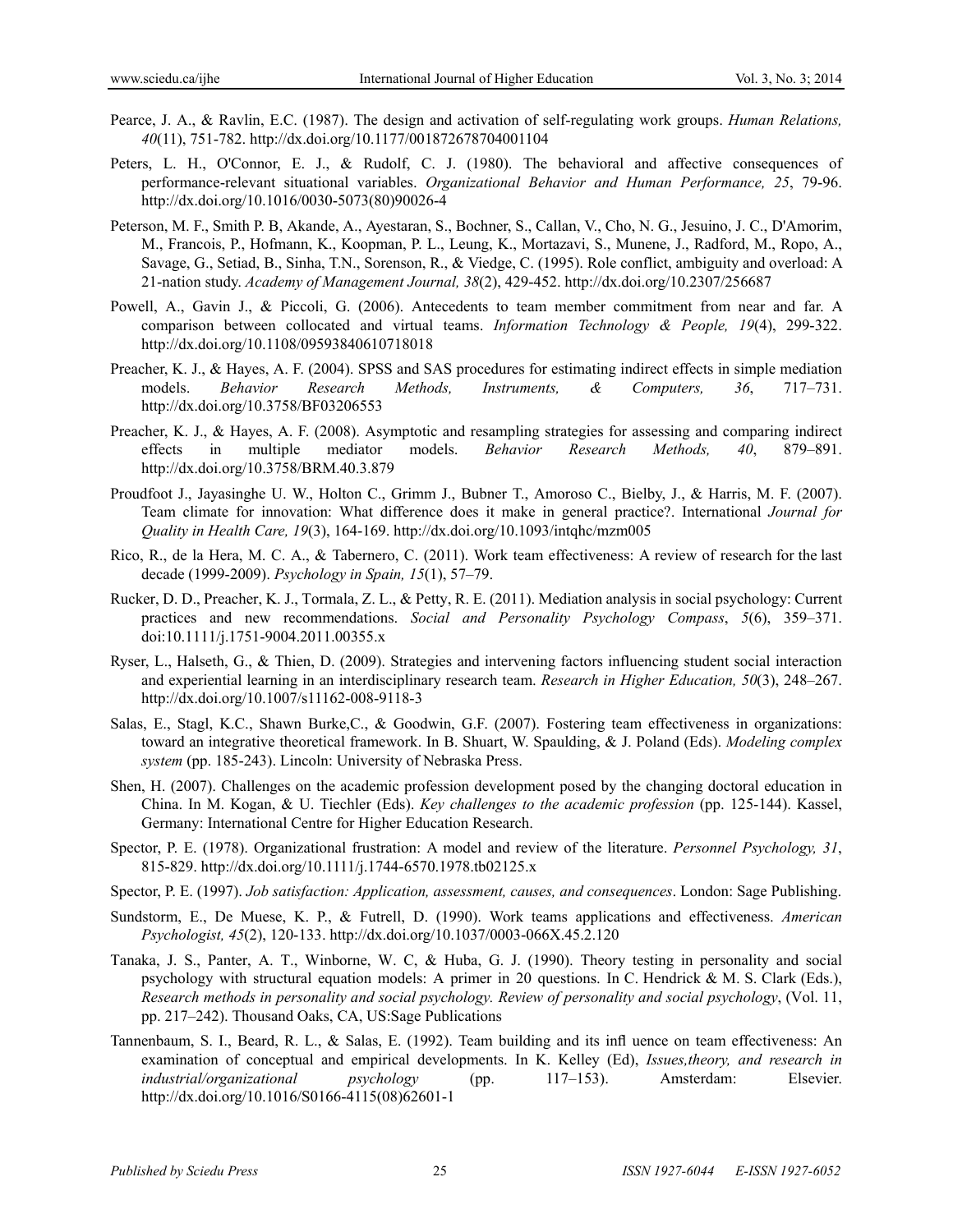Pearce, J. A., & Ravlin, E.C. (1987). The design and activation of self-regulating work groups. *Human Relations, 40*(11), 751-782. http://dx.doi.org/10.1177/001872678704001104

Peters, L. H., O'Connor, E. J., & Rudolf, C. J. (1980). The behavioral and affective consequences of performance-relevant situational variables. *Organizational Behavior and Human Performance, 25*, 79-96. http://dx.doi.org/10.1016/0030-5073(80)90026-4

Peterson, M. F., Smith P. B, Akande, A., Ayestaran, S., Bochner, S., Callan, V., Cho, N. G., Jesuino, J. C., D'Amorim, M., Francois, P., Hofmann, K., Koopman, P. L., Leung, K., Mortazavi, S., Munene, J., Radford, M., Ropo, A., Savage, G., Setiad, B., Sinha, T.N., Sorenson, R., & Viedge, C. (1995). Role conflict, ambiguity and overload: A 21-nation study. *Academy of Management Journal, 38*(2), 429-452. http://dx.doi.org/10.2307/256687

Powell, A., Gavin J., & Piccoli, G. (2006). Antecedents to team member commitment from near and far. A comparison between collocated and virtual teams. *Information Technology & People, 19*(4), 299-322. http://dx.doi.org/10.1108/09593840610718018

Preacher, K. J., & Hayes, A. F. (2004). SPSS and SAS procedures for estimating indirect effects in simple mediation models. *Behavior Research Methods, Instruments, & Computers, 36*, 717–731. http://dx.doi.org/10.3758/BF03206553

Preacher, K. J., & Hayes, A. F. (2008). Asymptotic and resampling strategies for assessing and comparing indirect effects in multiple mediator models. *Behavior Research Methods, 40*, 879–891. http://dx.doi.org/10.3758/BRM.40.3.879

Proudfoot J., Jayasinghe U. W., Holton C., Grimm J., Bubner T., Amoroso C., Bielby, J., & Harris, M. F. (2007). Team climate for innovation: What difference does it make in general practice?. International *Journal for Quality in Health Care, 19*(3), 164-169. http://dx.doi.org/10.1093/intqhc/mzm005

Rico, R., de la Hera, M. C. A., & Tabernero, C. (2011). Work team effectiveness: A review of research for the last decade (1999-2009). *Psychology in Spain, 15*(1), 57–79.

Rucker, D. D., Preacher, K. J., Tormala, Z. L., & Petty, R. E. (2011). Mediation analysis in social psychology: Current practices and new recommendations. *Social and Personality Psychology Compass*, *5*(6), 359–371. doi:10.1111/j.1751-9004.2011.00355.x

Ryser, L., Halseth, G., & Thien, D. (2009). Strategies and intervening factors influencing student social interaction and experiential learning in an interdisciplinary research team. *Research in Higher Education, 50*(3), 248–267. http://dx.doi.org/10.1007/s11162-008-9118-3

Salas, E., Stagl, K.C., Shawn Burke,C., & Goodwin, G.F. (2007). Fostering team effectiveness in organizations: toward an integrative theoretical framework. In B. Shuart, W. Spaulding, & J. Poland (Eds). *Modeling complex system* (pp. 185-243). Lincoln: University of Nebraska Press.

Shen, H. (2007). Challenges on the academic profession development posed by the changing doctoral education in China. In M. Kogan, & U. Tiechler (Eds). *Key challenges to the academic profession* (pp. 125-144). Kassel, Germany: International Centre for Higher Education Research.

Spector, P. E. (1978). Organizational frustration: A model and review of the literature. *Personnel Psychology, 31*, 815-829. http://dx.doi.org/10.1111/j.1744-6570.1978.tb02125.x

Spector, P. E. (1997). *Job satisfaction: Application, assessment, causes, and consequences*. London: Sage Publishing.

Sundstorm, E., De Muese, K. P., & Futrell, D. (1990). Work teams applications and effectiveness. *American Psychologist, 45*(2), 120-133. http://dx.doi.org/10.1037/0003-066X.45.2.120

Tanaka, J. S., Panter, A. T., Winborne, W. C, & Huba, G. J. (1990). Theory testing in personality and social psychology with structural equation models: A primer in 20 questions. In C. Hendrick & M. S. Clark (Eds.), *Research methods in personality and social psychology. Review of personality and social psychology*, (Vol. 11, pp. 217–242). Thousand Oaks, CA, US:Sage Publications

Tannenbaum, S. I., Beard, R. L., & Salas, E. (1992). Team building and its infl uence on team effectiveness: An examination of conceptual and empirical developments. In K. Kelley (Ed), *Issues,theory, and research in industrial/organizational psychology* (pp. 117–153). Amsterdam: Elsevier. http://dx.doi.org/10.1016/S0166-4115(08)62601-1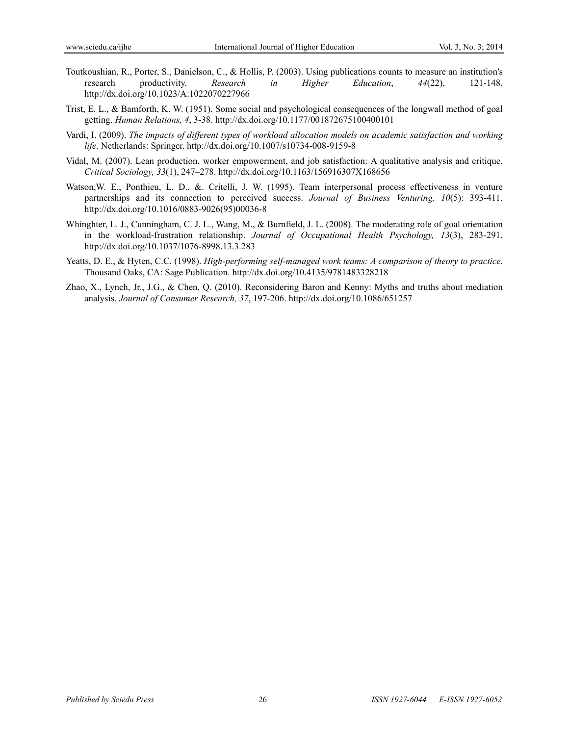Toutkoushian, R., Porter, S., Danielson, C., & Hollis, P. (2003). Using publications counts to measure an institution's research productivity. *Research in Higher Education*, *44*(22), 121-148. http://dx.doi.org/10.1023/A:1022070227966

Trist, E. L., & Bamforth, K. W. (1951). Some social and psychological consequences of the longwall method of goal getting. *Human Relations, 4*, 3-38. http://dx.doi.org/10.1177/001872675100400101

Vardi, I. (2009). *The impacts of different types of workload allocation models on academic satisfaction and working life*. Netherlands: Springer. http://dx.doi.org/10.1007/s10734-008-9159-8

Vidal, M. (2007). Lean production, worker empowerment, and job satisfaction: A qualitative analysis and critique. *Critical Sociology, 33*(1), 247–278. http://dx.doi.org/10.1163/156916307X168656

Watson,W. E., Ponthieu, L. D., &. Critelli, J. W. (1995). Team interpersonal process effectiveness in venture partnerships and its connection to perceived success. *Journal of Business Venturing, 10*(5): 393-411. http://dx.doi.org/10.1016/0883-9026(95)00036-8

Whinghter, L. J., Cunningham, C. J. L., Wang, M., & Burnfield, J. L. (2008). The moderating role of goal orientation in the workload-frustration relationship. *Journal of Occupational Health Psychology, 13*(3), 283-291. http://dx.doi.org/10.1037/1076-8998.13.3.283

Yeatts, D. E., & Hyten, C.C. (1998). *High-performing self-managed work teams: A comparison of theory to practice*. Thousand Oaks, CA: Sage Publication. http://dx.doi.org/10.4135/9781483328218

Zhao, X., Lynch, Jr., J.G., & Chen, Q. (2010). Reconsidering Baron and Kenny: Myths and truths about mediation analysis. *Journal of Consumer Research, 37*, 197-206. http://dx.doi.org/10.1086/651257